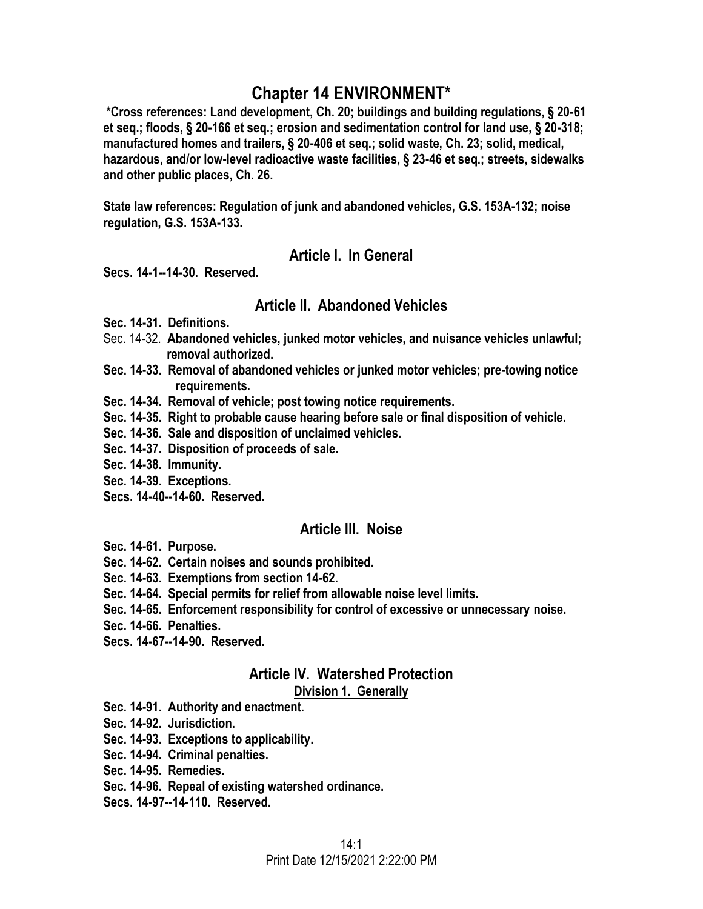# Chapter 14 ENVIRONMENT*

**\*Cross references: Land development, Ch. 20; buildings and building regulations, § 20-61 et seq.; floods, § 20-166 et seq.; erosion and sedimentation control for land use, § 20-318; manufactured homes and trailers, § 20-406 et seq.; solid waste, Ch. 23; solid, medical, hazardous, and/or low-level radioactive waste facilities, § 23-46 et seq.; streets, sidewalks and other public places, Ch. 26.**

**State law references: Regulation of junk and abandoned vehicles, G.S. 153A-132; noise regulation, G.S. 153A-133.**

## Article I. In General

**Secs. 14-1--14-30. Reserved.**

## Article II. Abandoned Vehicles

**Sec. 14-31. Definitions.**
Sec. 14-32. **Abandoned vehicles, junked motor vehicles, and nuisance vehicles unlawful; removal authorized.**
**Sec. 14-33. Removal of abandoned vehicles or junked motor vehicles; pre-towing notice requirements.**
**Sec. 14-34. Removal of vehicle; post towing notice requirements.**
**Sec. 14-35. Right to probable cause hearing before sale or final disposition of vehicle.**
**Sec. 14-36. Sale and disposition of unclaimed vehicles.**
**Sec. 14-37. Disposition of proceeds of sale.**
**Sec. 14-38. Immunity.**
**Sec. 14-39. Exceptions.**
**Secs. 14-40--14-60. Reserved.**

## Article III. Noise

**Sec. 14-61. Purpose.**
**Sec. 14-62. Certain noises and sounds prohibited.**
**Sec. 14-63. Exemptions from section 14-62.**
**Sec. 14-64. Special permits for relief from allowable noise level limits.**
**Sec. 14-65. Enforcement responsibility for control of excessive or unnecessary noise.**
**Sec. 14-66. Penalties.**
**Secs. 14-67--14-90. Reserved.**

## Article IV. Watershed Protection

### Division 1. Generally

**Sec. 14-91. Authority and enactment.**
**Sec. 14-92. Jurisdiction.**
**Sec. 14-93. Exceptions to applicability.**
**Sec. 14-94. Criminal penalties.**
**Sec. 14-95. Remedies.**
**Sec. 14-96. Repeal of existing watershed ordinance.**
**Secs. 14-97--14-110. Reserved.**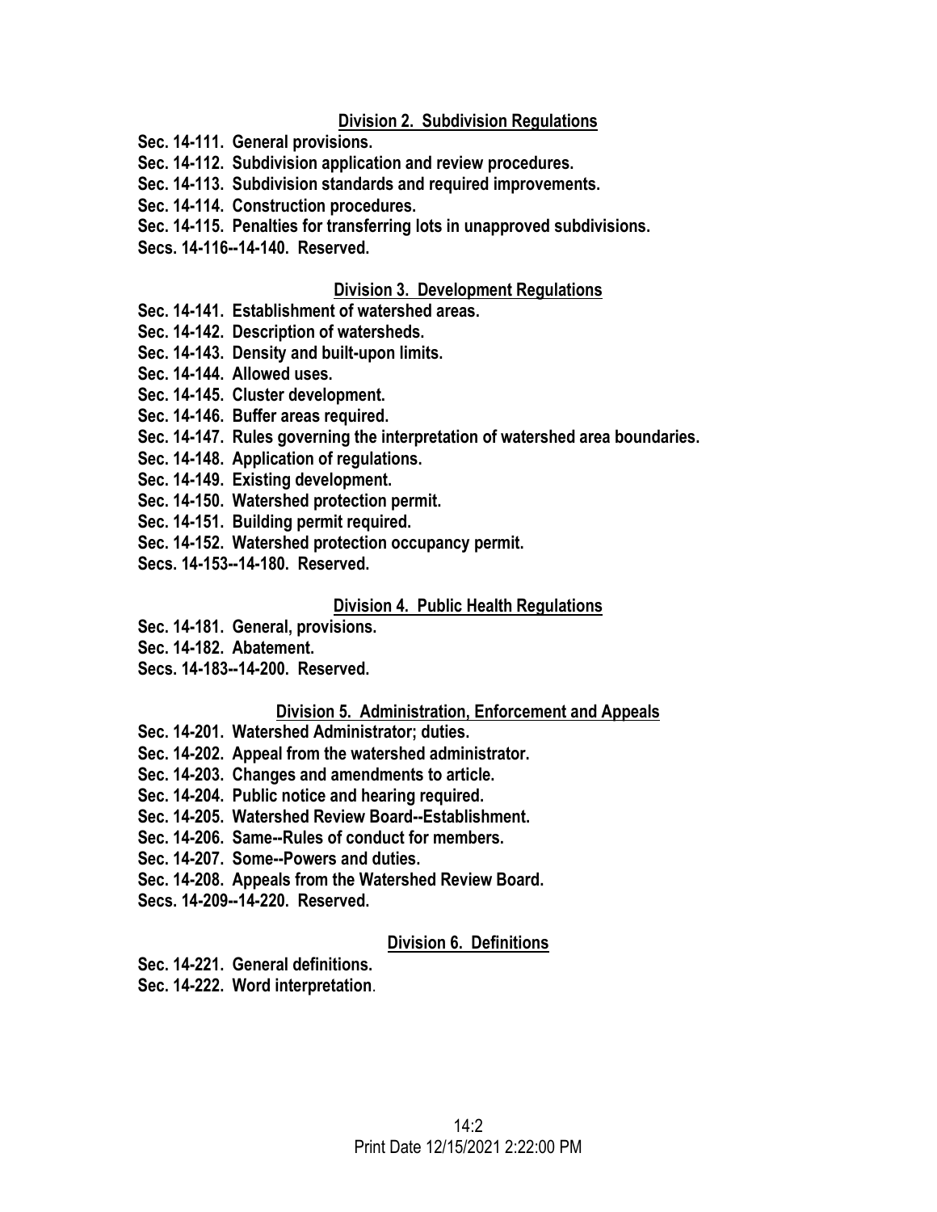## Division 2. Subdivision Regulations

**Sec. 14-111. General provisions.**
**Sec. 14-112. Subdivision application and review procedures.**
**Sec. 14-113. Subdivision standards and required improvements.**
**Sec. 14-114. Construction procedures.**
**Sec. 14-115. Penalties for transferring lots in unapproved subdivisions.**
**Secs. 14-116--14-140. Reserved.**

## Division 3. Development Regulations

**Sec. 14-141. Establishment of watershed areas.**
**Sec. 14-142. Description of watersheds.**
**Sec. 14-143. Density and built-upon limits.**
**Sec. 14-144. Allowed uses.**
**Sec. 14-145. Cluster development.**
**Sec. 14-146. Buffer areas required.**
**Sec. 14-147. Rules governing the interpretation of watershed area boundaries.**
**Sec. 14-148. Application of regulations.**
**Sec. 14-149. Existing development.**
**Sec. 14-150. Watershed protection permit.**
**Sec. 14-151. Building permit required.**
**Sec. 14-152. Watershed protection occupancy permit.**
**Secs. 14-153--14-180. Reserved.**

## Division 4. Public Health Regulations

**Sec. 14-181. General, provisions.**
**Sec. 14-182. Abatement.**
**Secs. 14-183--14-200. Reserved.**

## Division 5. Administration, Enforcement and Appeals

**Sec. 14-201. Watershed Administrator; duties.**
**Sec. 14-202. Appeal from the watershed administrator.**
**Sec. 14-203. Changes and amendments to article.**
**Sec. 14-204. Public notice and hearing required.**
**Sec. 14-205. Watershed Review Board--Establishment.**
**Sec. 14-206. Same--Rules of conduct for members.**
**Sec. 14-207. Some--Powers and duties.**
**Sec. 14-208. Appeals from the Watershed Review Board.**
**Secs. 14-209--14-220. Reserved.**

## Division 6. Definitions

**Sec. 14-221. General definitions.**
**Sec. 14-222. Word interpretation**.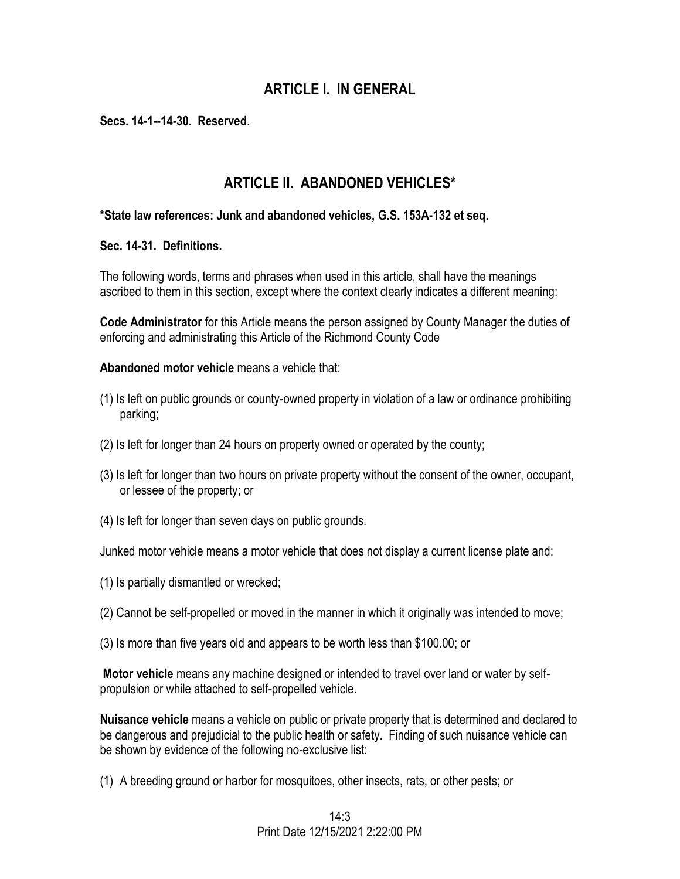## ARTICLE I. IN GENERAL

**Secs. 14-1--14-30. Reserved.**

## ARTICLE II. ABANDONED VEHICLES*

**\*State law references: Junk and abandoned vehicles, G.S. 153A-132 et seq.**

**Sec. 14-31. Definitions.**

The following words, terms and phrases when used in this article, shall have the meanings ascribed to them in this section, except where the context clearly indicates a different meaning:

**Code Administrator** for this Article means the person assigned by County Manager the duties of enforcing and administrating this Article of the Richmond County Code

**Abandoned motor vehicle** means a vehicle that:

(1) Is left on public grounds or county-owned property in violation of a law or ordinance prohibiting parking;

(2) Is left for longer than 24 hours on property owned or operated by the county;

(3) Is left for longer than two hours on private property without the consent of the owner, occupant, or lessee of the property; or

(4) Is left for longer than seven days on public grounds.

Junked motor vehicle means a motor vehicle that does not display a current license plate and:

(1) Is partially dismantled or wrecked;

(2) Cannot be self-propelled or moved in the manner in which it originally was intended to move;

(3) Is more than five years old and appears to be worth less than $100.00; or

**Motor vehicle** means any machine designed or intended to travel over land or water by self-propulsion or while attached to self-propelled vehicle.

**Nuisance vehicle** means a vehicle on public or private property that is determined and declared to be dangerous and prejudicial to the public health or safety. Finding of such nuisance vehicle can be shown by evidence of the following no-exclusive list:

(1) A breeding ground or harbor for mosquitoes, other insects, rats, or other pests; or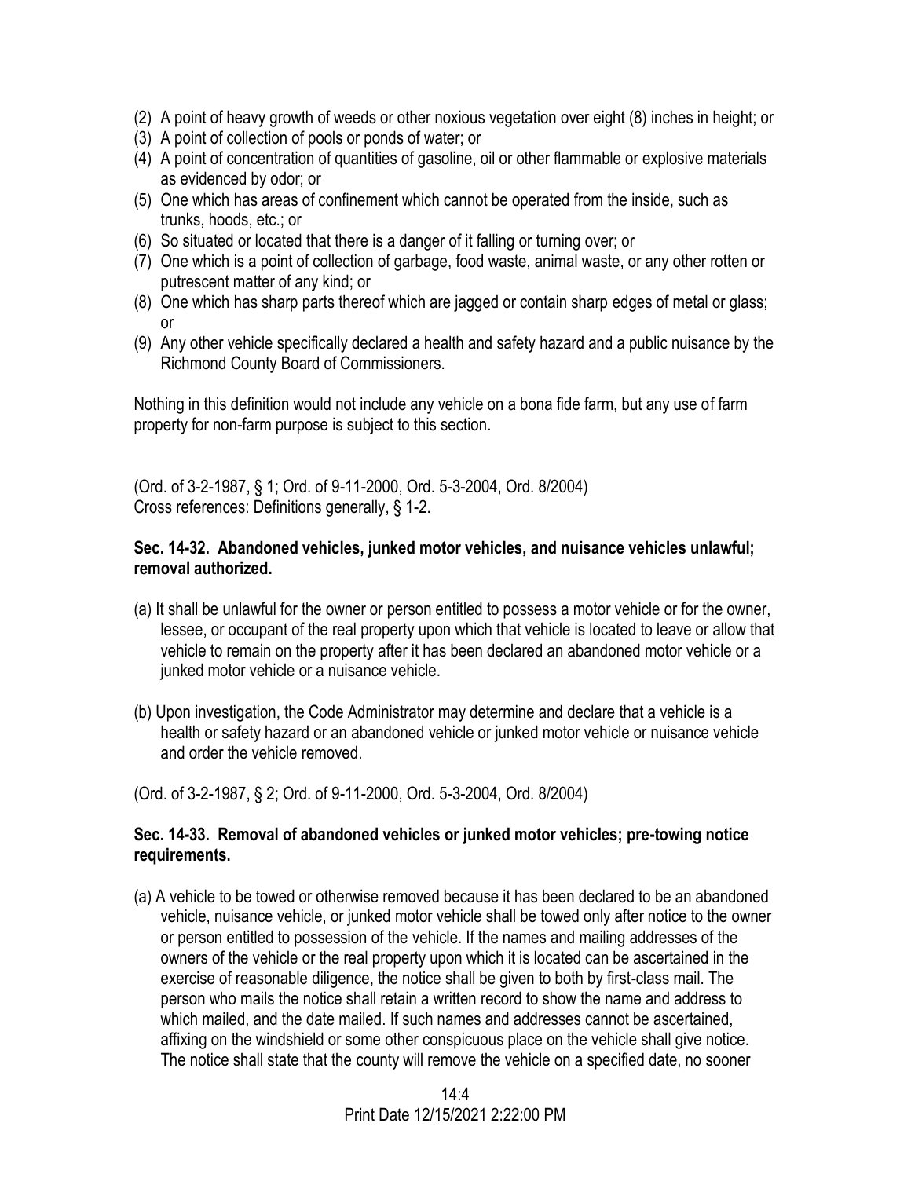(2) A point of heavy growth of weeds or other noxious vegetation over eight (8) inches in height; or
(3) A point of collection of pools or ponds of water; or
(4) A point of concentration of quantities of gasoline, oil or other flammable or explosive materials as evidenced by odor; or
(5) One which has areas of confinement which cannot be operated from the inside, such as trunks, hoods, etc.; or
(6) So situated or located that there is a danger of it falling or turning over; or
(7) One which is a point of collection of garbage, food waste, animal waste, or any other rotten or putrescent matter of any kind; or
(8) One which has sharp parts thereof which are jagged or contain sharp edges of metal or glass; or
(9) Any other vehicle specifically declared a health and safety hazard and a public nuisance by the Richmond County Board of Commissioners.

Nothing in this definition would not include any vehicle on a bona fide farm, but any use of farm property for non-farm purpose is subject to this section.

(Ord. of 3-2-1987, § 1; Ord. of 9-11-2000, Ord. 5-3-2004, Ord. 8/2004)
Cross references: Definitions generally, § 1-2.

**Sec. 14-32. Abandoned vehicles, junked motor vehicles, and nuisance vehicles unlawful; removal authorized.**

(a) It shall be unlawful for the owner or person entitled to possess a motor vehicle or for the owner, lessee, or occupant of the real property upon which that vehicle is located to leave or allow that vehicle to remain on the property after it has been declared an abandoned motor vehicle or a junked motor vehicle or a nuisance vehicle.

(b) Upon investigation, the Code Administrator may determine and declare that a vehicle is a health or safety hazard or an abandoned vehicle or junked motor vehicle or nuisance vehicle and order the vehicle removed.

(Ord. of 3-2-1987, § 2; Ord. of 9-11-2000, Ord. 5-3-2004, Ord. 8/2004)

**Sec. 14-33. Removal of abandoned vehicles or junked motor vehicles; pre-towing notice requirements.**

(a) A vehicle to be towed or otherwise removed because it has been declared to be an abandoned vehicle, nuisance vehicle, or junked motor vehicle shall be towed only after notice to the owner or person entitled to possession of the vehicle. If the names and mailing addresses of the owners of the vehicle or the real property upon which it is located can be ascertained in the exercise of reasonable diligence, the notice shall be given to both by first-class mail. The person who mails the notice shall retain a written record to show the name and address to which mailed, and the date mailed. If such names and addresses cannot be ascertained, affixing on the windshield or some other conspicuous place on the vehicle shall give notice. The notice shall state that the county will remove the vehicle on a specified date, no sooner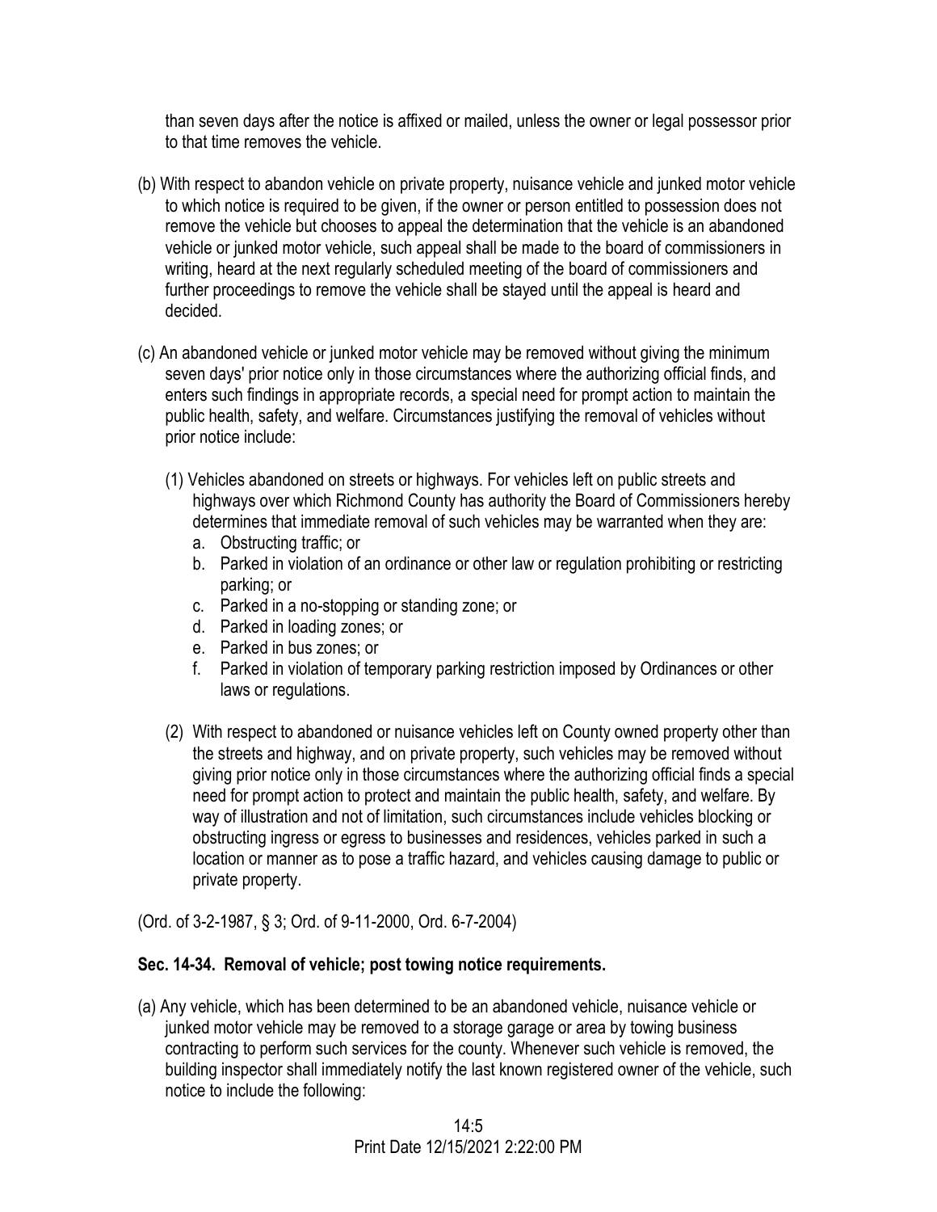than seven days after the notice is affixed or mailed, unless the owner or legal possessor prior to that time removes the vehicle.

(b) With respect to abandon vehicle on private property, nuisance vehicle and junked motor vehicle to which notice is required to be given, if the owner or person entitled to possession does not remove the vehicle but chooses to appeal the determination that the vehicle is an abandoned vehicle or junked motor vehicle, such appeal shall be made to the board of commissioners in writing, heard at the next regularly scheduled meeting of the board of commissioners and further proceedings to remove the vehicle shall be stayed until the appeal is heard and decided.

(c) An abandoned vehicle or junked motor vehicle may be removed without giving the minimum seven days' prior notice only in those circumstances where the authorizing official finds, and enters such findings in appropriate records, a special need for prompt action to maintain the public health, safety, and welfare. Circumstances justifying the removal of vehicles without prior notice include:

(1) Vehicles abandoned on streets or highways. For vehicles left on public streets and highways over which Richmond County has authority the Board of Commissioners hereby determines that immediate removal of such vehicles may be warranted when they are:

a. Obstructing traffic; or
b. Parked in violation of an ordinance or other law or regulation prohibiting or restricting parking; or
c. Parked in a no-stopping or standing zone; or
d. Parked in loading zones; or
e. Parked in bus zones; or
f. Parked in violation of temporary parking restriction imposed by Ordinances or other laws or regulations.

(2) With respect to abandoned or nuisance vehicles left on County owned property other than the streets and highway, and on private property, such vehicles may be removed without giving prior notice only in those circumstances where the authorizing official finds a special need for prompt action to protect and maintain the public health, safety, and welfare. By way of illustration and not of limitation, such circumstances include vehicles blocking or obstructing ingress or egress to businesses and residences, vehicles parked in such a location or manner as to pose a traffic hazard, and vehicles causing damage to public or private property.

(Ord. of 3-2-1987, § 3; Ord. of 9-11-2000, Ord. 6-7-2004)

### Sec. 14-34. Removal of vehicle; post towing notice requirements.

(a) Any vehicle, which has been determined to be an abandoned vehicle, nuisance vehicle or junked motor vehicle may be removed to a storage garage or area by towing business contracting to perform such services for the county. Whenever such vehicle is removed, the building inspector shall immediately notify the last known registered owner of the vehicle, such notice to include the following: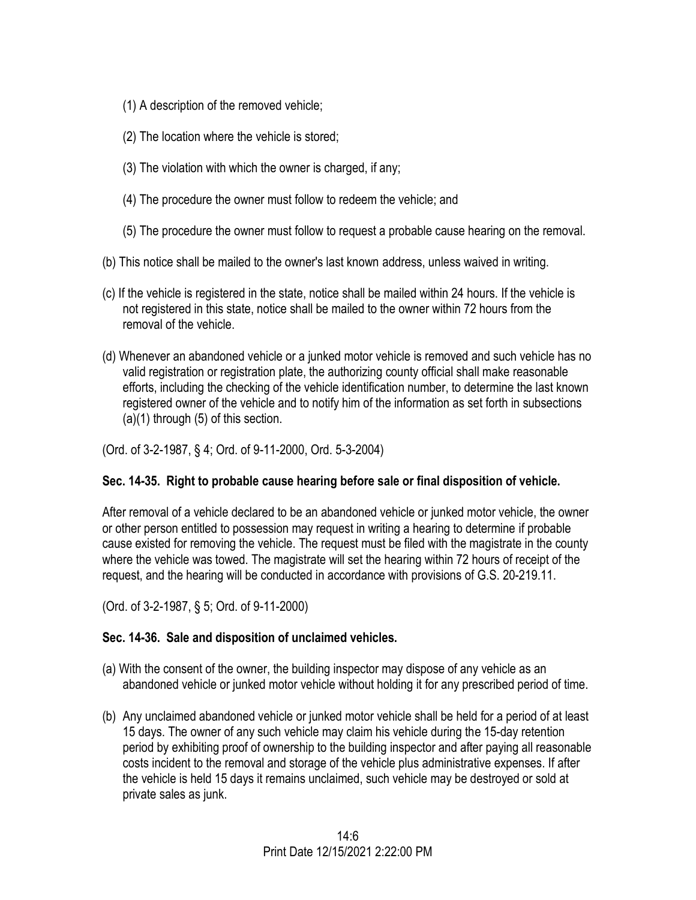(1) A description of the removed vehicle;

(2) The location where the vehicle is stored;

(3) The violation with which the owner is charged, if any;

(4) The procedure the owner must follow to redeem the vehicle; and

(5) The procedure the owner must follow to request a probable cause hearing on the removal.

(b) This notice shall be mailed to the owner's last known address, unless waived in writing.

(c) If the vehicle is registered in the state, notice shall be mailed within 24 hours. If the vehicle is not registered in this state, notice shall be mailed to the owner within 72 hours from the removal of the vehicle.

(d) Whenever an abandoned vehicle or a junked motor vehicle is removed and such vehicle has no valid registration or registration plate, the authorizing county official shall make reasonable efforts, including the checking of the vehicle identification number, to determine the last known registered owner of the vehicle and to notify him of the information as set forth in subsections (a)(1) through (5) of this section.

(Ord. of 3-2-1987, § 4; Ord. of 9-11-2000, Ord. 5-3-2004)

**Sec. 14-35. Right to probable cause hearing before sale or final disposition of vehicle.**

After removal of a vehicle declared to be an abandoned vehicle or junked motor vehicle, the owner or other person entitled to possession may request in writing a hearing to determine if probable cause existed for removing the vehicle. The request must be filed with the magistrate in the county where the vehicle was towed. The magistrate will set the hearing within 72 hours of receipt of the request, and the hearing will be conducted in accordance with provisions of G.S. 20-219.11.

(Ord. of 3-2-1987, § 5; Ord. of 9-11-2000)

**Sec. 14-36. Sale and disposition of unclaimed vehicles.**

(a) With the consent of the owner, the building inspector may dispose of any vehicle as an abandoned vehicle or junked motor vehicle without holding it for any prescribed period of time.

(b) Any unclaimed abandoned vehicle or junked motor vehicle shall be held for a period of at least 15 days. The owner of any such vehicle may claim his vehicle during the 15-day retention period by exhibiting proof of ownership to the building inspector and after paying all reasonable costs incident to the removal and storage of the vehicle plus administrative expenses. If after the vehicle is held 15 days it remains unclaimed, such vehicle may be destroyed or sold at private sales as junk.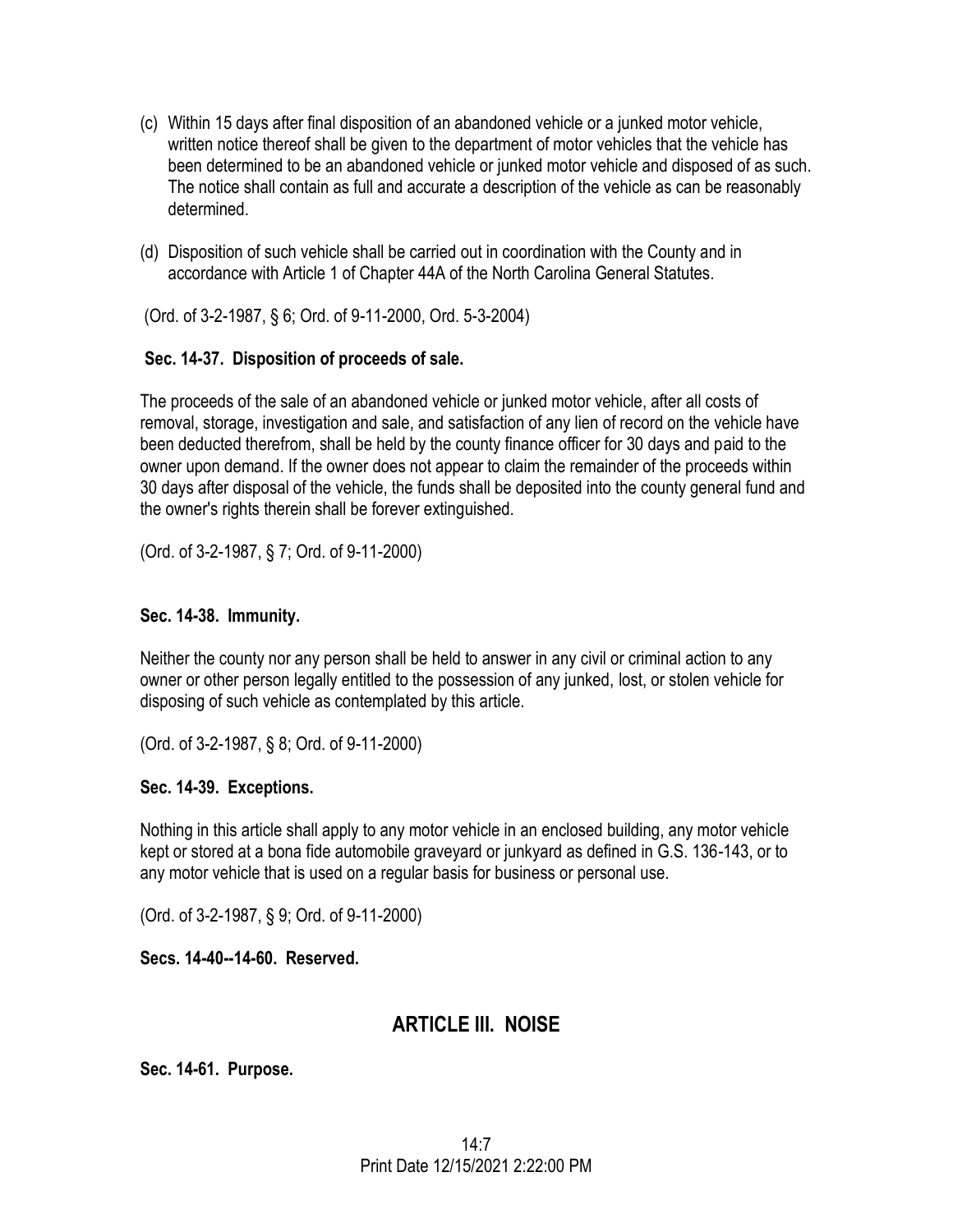(c) Within 15 days after final disposition of an abandoned vehicle or a junked motor vehicle, written notice thereof shall be given to the department of motor vehicles that the vehicle has been determined to be an abandoned vehicle or junked motor vehicle and disposed of as such. The notice shall contain as full and accurate a description of the vehicle as can be reasonably determined.

(d) Disposition of such vehicle shall be carried out in coordination with the County and in accordance with Article 1 of Chapter 44A of the North Carolina General Statutes.

(Ord. of 3-2-1987, § 6; Ord. of 9-11-2000, Ord. 5-3-2004)

**Sec. 14-37. Disposition of proceeds of sale.**

The proceeds of the sale of an abandoned vehicle or junked motor vehicle, after all costs of removal, storage, investigation and sale, and satisfaction of any lien of record on the vehicle have been deducted therefrom, shall be held by the county finance officer for 30 days and paid to the owner upon demand. If the owner does not appear to claim the remainder of the proceeds within 30 days after disposal of the vehicle, the funds shall be deposited into the county general fund and the owner's rights therein shall be forever extinguished.

(Ord. of 3-2-1987, § 7; Ord. of 9-11-2000)

**Sec. 14-38. Immunity.**

Neither the county nor any person shall be held to answer in any civil or criminal action to any owner or other person legally entitled to the possession of any junked, lost, or stolen vehicle for disposing of such vehicle as contemplated by this article.

(Ord. of 3-2-1987, § 8; Ord. of 9-11-2000)

**Sec. 14-39. Exceptions.**

Nothing in this article shall apply to any motor vehicle in an enclosed building, any motor vehicle kept or stored at a bona fide automobile graveyard or junkyard as defined in G.S. 136-143, or to any motor vehicle that is used on a regular basis for business or personal use.

(Ord. of 3-2-1987, § 9; Ord. of 9-11-2000)

**Secs. 14-40--14-60. Reserved.**

## ARTICLE III. NOISE

**Sec. 14-61. Purpose.**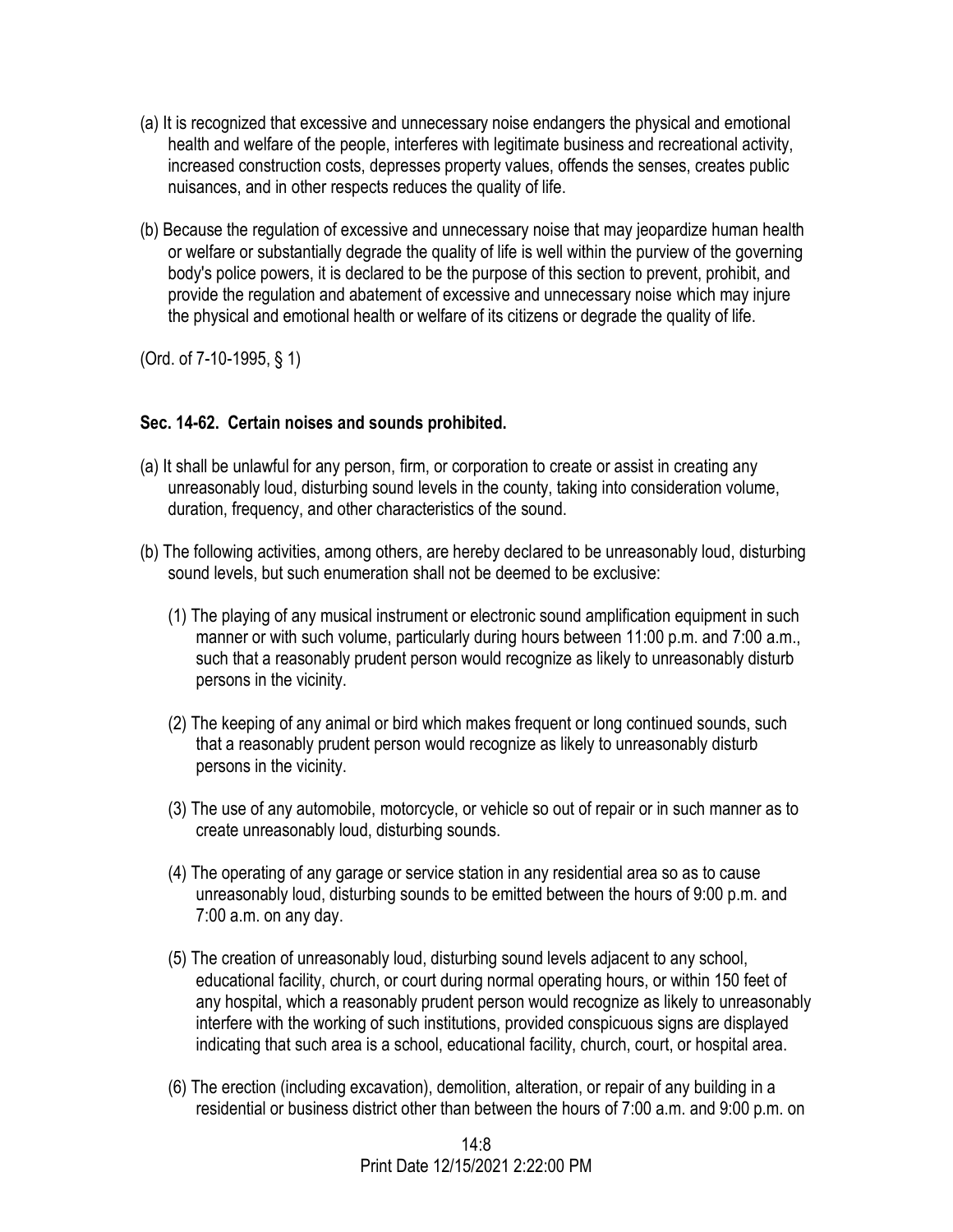(a) It is recognized that excessive and unnecessary noise endangers the physical and emotional health and welfare of the people, interferes with legitimate business and recreational activity, increased construction costs, depresses property values, offends the senses, creates public nuisances, and in other respects reduces the quality of life.

(b) Because the regulation of excessive and unnecessary noise that may jeopardize human health or welfare or substantially degrade the quality of life is well within the purview of the governing body's police powers, it is declared to be the purpose of this section to prevent, prohibit, and provide the regulation and abatement of excessive and unnecessary noise which may injure the physical and emotional health or welfare of its citizens or degrade the quality of life.

(Ord. of 7-10-1995, § 1)

**Sec. 14-62. Certain noises and sounds prohibited.**

(a) It shall be unlawful for any person, firm, or corporation to create or assist in creating any unreasonably loud, disturbing sound levels in the county, taking into consideration volume, duration, frequency, and other characteristics of the sound.

(b) The following activities, among others, are hereby declared to be unreasonably loud, disturbing sound levels, but such enumeration shall not be deemed to be exclusive:

(1) The playing of any musical instrument or electronic sound amplification equipment in such manner or with such volume, particularly during hours between 11:00 p.m. and 7:00 a.m., such that a reasonably prudent person would recognize as likely to unreasonably disturb persons in the vicinity.

(2) The keeping of any animal or bird which makes frequent or long continued sounds, such that a reasonably prudent person would recognize as likely to unreasonably disturb persons in the vicinity.

(3) The use of any automobile, motorcycle, or vehicle so out of repair or in such manner as to create unreasonably loud, disturbing sounds.

(4) The operating of any garage or service station in any residential area so as to cause unreasonably loud, disturbing sounds to be emitted between the hours of 9:00 p.m. and 7:00 a.m. on any day.

(5) The creation of unreasonably loud, disturbing sound levels adjacent to any school, educational facility, church, or court during normal operating hours, or within 150 feet of any hospital, which a reasonably prudent person would recognize as likely to unreasonably interfere with the working of such institutions, provided conspicuous signs are displayed indicating that such area is a school, educational facility, church, court, or hospital area.

(6) The erection (including excavation), demolition, alteration, or repair of any building in a residential or business district other than between the hours of 7:00 a.m. and 9:00 p.m. on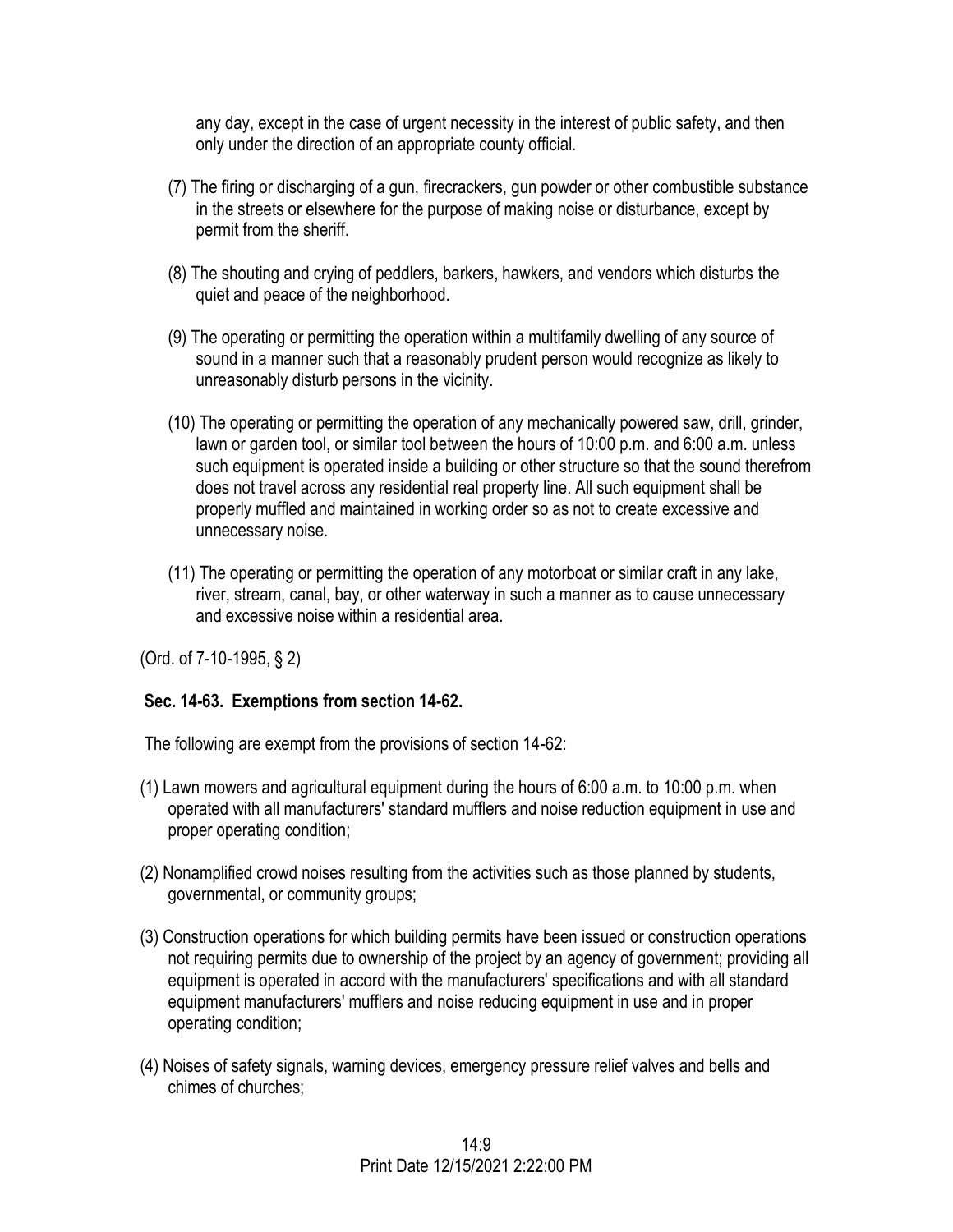any day, except in the case of urgent necessity in the interest of public safety, and then only under the direction of an appropriate county official.

(7) The firing or discharging of a gun, firecrackers, gun powder or other combustible substance in the streets or elsewhere for the purpose of making noise or disturbance, except by permit from the sheriff.

(8) The shouting and crying of peddlers, barkers, hawkers, and vendors which disturbs the quiet and peace of the neighborhood.

(9) The operating or permitting the operation within a multifamily dwelling of any source of sound in a manner such that a reasonably prudent person would recognize as likely to unreasonably disturb persons in the vicinity.

(10) The operating or permitting the operation of any mechanically powered saw, drill, grinder, lawn or garden tool, or similar tool between the hours of 10:00 p.m. and 6:00 a.m. unless such equipment is operated inside a building or other structure so that the sound therefrom does not travel across any residential real property line. All such equipment shall be properly muffled and maintained in working order so as not to create excessive and unnecessary noise.

(11) The operating or permitting the operation of any motorboat or similar craft in any lake, river, stream, canal, bay, or other waterway in such a manner as to cause unnecessary and excessive noise within a residential area.

(Ord. of 7-10-1995, § 2)

**Sec. 14-63. Exemptions from section 14-62.**

The following are exempt from the provisions of section 14-62:

(1) Lawn mowers and agricultural equipment during the hours of 6:00 a.m. to 10:00 p.m. when operated with all manufacturers' standard mufflers and noise reduction equipment in use and proper operating condition;

(2) Nonamplified crowd noises resulting from the activities such as those planned by students, governmental, or community groups;

(3) Construction operations for which building permits have been issued or construction operations not requiring permits due to ownership of the project by an agency of government; providing all equipment is operated in accord with the manufacturers' specifications and with all standard equipment manufacturers' mufflers and noise reducing equipment in use and in proper operating condition;

(4) Noises of safety signals, warning devices, emergency pressure relief valves and bells and chimes of churches;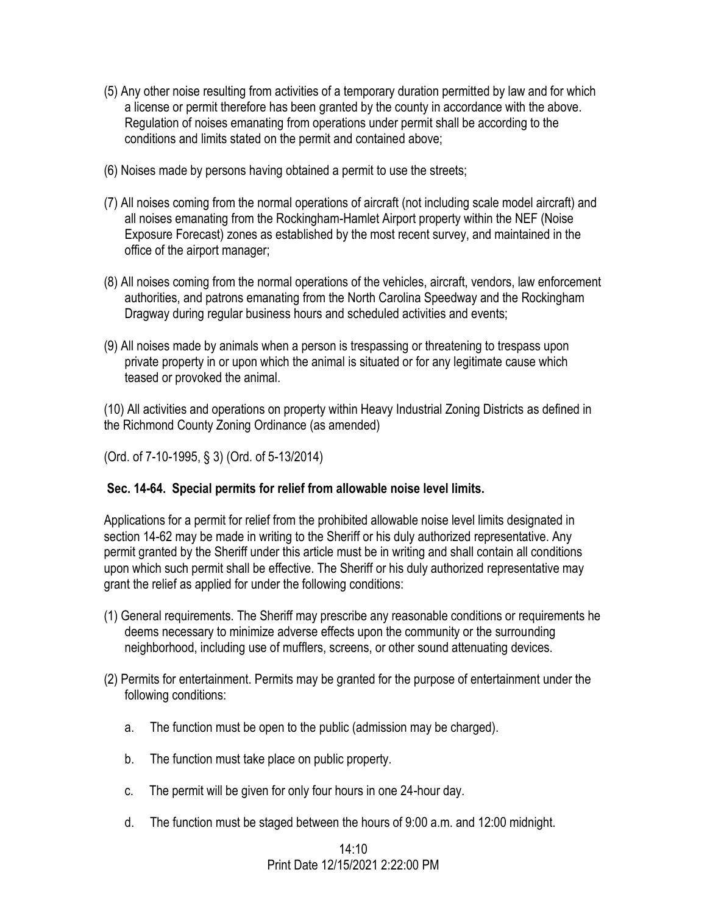(5) Any other noise resulting from activities of a temporary duration permitted by law and for which a license or permit therefore has been granted by the county in accordance with the above. Regulation of noises emanating from operations under permit shall be according to the conditions and limits stated on the permit and contained above;

(6) Noises made by persons having obtained a permit to use the streets;

(7) All noises coming from the normal operations of aircraft (not including scale model aircraft) and all noises emanating from the Rockingham-Hamlet Airport property within the NEF (Noise Exposure Forecast) zones as established by the most recent survey, and maintained in the office of the airport manager;

(8) All noises coming from the normal operations of the vehicles, aircraft, vendors, law enforcement authorities, and patrons emanating from the North Carolina Speedway and the Rockingham Dragway during regular business hours and scheduled activities and events;

(9) All noises made by animals when a person is trespassing or threatening to trespass upon private property in or upon which the animal is situated or for any legitimate cause which teased or provoked the animal.

(10) All activities and operations on property within Heavy Industrial Zoning Districts as defined in the Richmond County Zoning Ordinance (as amended)

(Ord. of 7-10-1995, § 3) (Ord. of 5-13/2014)

### Sec. 14-64. Special permits for relief from allowable noise level limits.

Applications for a permit for relief from the prohibited allowable noise level limits designated in section 14-62 may be made in writing to the Sheriff or his duly authorized representative. Any permit granted by the Sheriff under this article must be in writing and shall contain all conditions upon which such permit shall be effective. The Sheriff or his duly authorized representative may grant the relief as applied for under the following conditions:

(1) General requirements. The Sheriff may prescribe any reasonable conditions or requirements he deems necessary to minimize adverse effects upon the community or the surrounding neighborhood, including use of mufflers, screens, or other sound attenuating devices.

(2) Permits for entertainment. Permits may be granted for the purpose of entertainment under the following conditions:

   a. The function must be open to the public (admission may be charged).

   b. The function must take place on public property.

   c. The permit will be given for only four hours in one 24-hour day.

   d. The function must be staged between the hours of 9:00 a.m. and 12:00 midnight.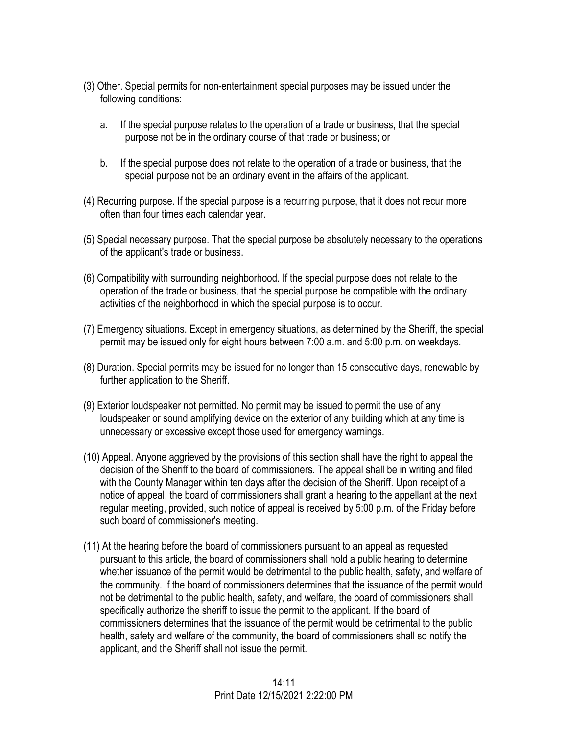(3) Other. Special permits for non-entertainment special purposes may be issued under the following conditions:

   a. If the special purpose relates to the operation of a trade or business, that the special purpose not be in the ordinary course of that trade or business; or

   b. If the special purpose does not relate to the operation of a trade or business, that the special purpose not be an ordinary event in the affairs of the applicant.

(4) Recurring purpose. If the special purpose is a recurring purpose, that it does not recur more often than four times each calendar year.

(5) Special necessary purpose. That the special purpose be absolutely necessary to the operations of the applicant's trade or business.

(6) Compatibility with surrounding neighborhood. If the special purpose does not relate to the operation of the trade or business, that the special purpose be compatible with the ordinary activities of the neighborhood in which the special purpose is to occur.

(7) Emergency situations. Except in emergency situations, as determined by the Sheriff, the special permit may be issued only for eight hours between 7:00 a.m. and 5:00 p.m. on weekdays.

(8) Duration. Special permits may be issued for no longer than 15 consecutive days, renewable by further application to the Sheriff.

(9) Exterior loudspeaker not permitted. No permit may be issued to permit the use of any loudspeaker or sound amplifying device on the exterior of any building which at any time is unnecessary or excessive except those used for emergency warnings.

(10) Appeal. Anyone aggrieved by the provisions of this section shall have the right to appeal the decision of the Sheriff to the board of commissioners. The appeal shall be in writing and filed with the County Manager within ten days after the decision of the Sheriff. Upon receipt of a notice of appeal, the board of commissioners shall grant a hearing to the appellant at the next regular meeting, provided, such notice of appeal is received by 5:00 p.m. of the Friday before such board of commissioner's meeting.

(11) At the hearing before the board of commissioners pursuant to an appeal as requested pursuant to this article, the board of commissioners shall hold a public hearing to determine whether issuance of the permit would be detrimental to the public health, safety, and welfare of the community. If the board of commissioners determines that the issuance of the permit would not be detrimental to the public health, safety, and welfare, the board of commissioners shall specifically authorize the sheriff to issue the permit to the applicant. If the board of commissioners determines that the issuance of the permit would be detrimental to the public health, safety and welfare of the community, the board of commissioners shall so notify the applicant, and the Sheriff shall not issue the permit.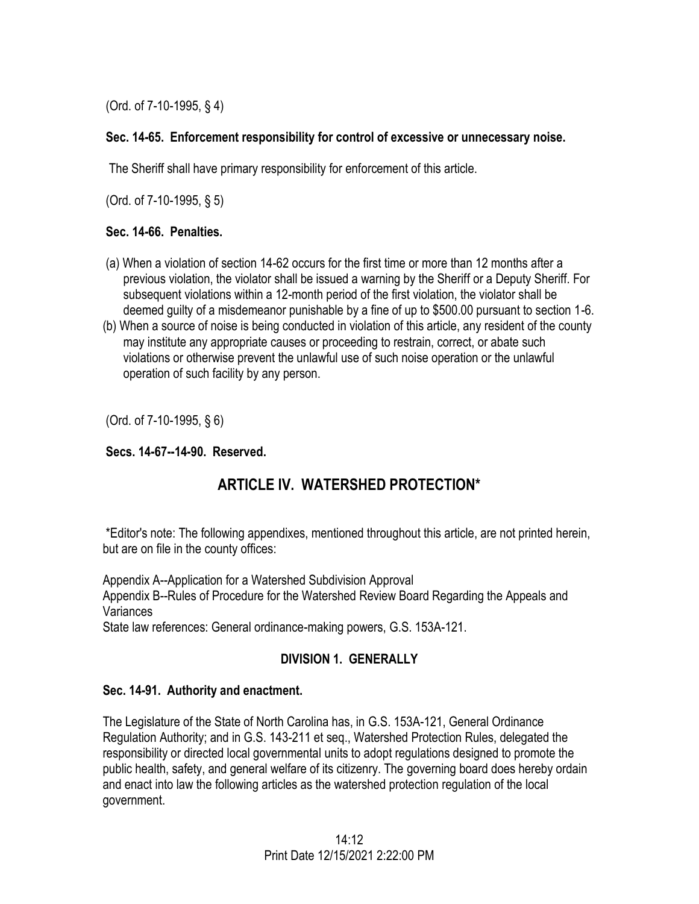(Ord. of 7-10-1995, § 4)

**Sec. 14-65. Enforcement responsibility for control of excessive or unnecessary noise.**

The Sheriff shall have primary responsibility for enforcement of this article.

(Ord. of 7-10-1995, § 5)

**Sec. 14-66. Penalties.**

(a) When a violation of section 14-62 occurs for the first time or more than 12 months after a previous violation, the violator shall be issued a warning by the Sheriff or a Deputy Sheriff. For subsequent violations within a 12-month period of the first violation, the violator shall be deemed guilty of a misdemeanor punishable by a fine of up to $500.00 pursuant to section 1-6.

(b) When a source of noise is being conducted in violation of this article, any resident of the county may institute any appropriate causes or proceeding to restrain, correct, or abate such violations or otherwise prevent the unlawful use of such noise operation or the unlawful operation of such facility by any person.

(Ord. of 7-10-1995, § 6)

**Secs. 14-67--14-90. Reserved.**

## ARTICLE IV. WATERSHED PROTECTION*

*Editor's note: The following appendixes, mentioned throughout this article, are not printed herein, but are on file in the county offices:

Appendix A--Application for a Watershed Subdivision Approval
Appendix B--Rules of Procedure for the Watershed Review Board Regarding the Appeals and Variances
State law references: General ordinance-making powers, G.S. 153A-121.

### DIVISION 1. GENERALLY

**Sec. 14-91. Authority and enactment.**

The Legislature of the State of North Carolina has, in G.S. 153A-121, General Ordinance Regulation Authority; and in G.S. 143-211 et seq., Watershed Protection Rules, delegated the responsibility or directed local governmental units to adopt regulations designed to promote the public health, safety, and general welfare of its citizenry. The governing board does hereby ordain and enact into law the following articles as the watershed protection regulation of the local government.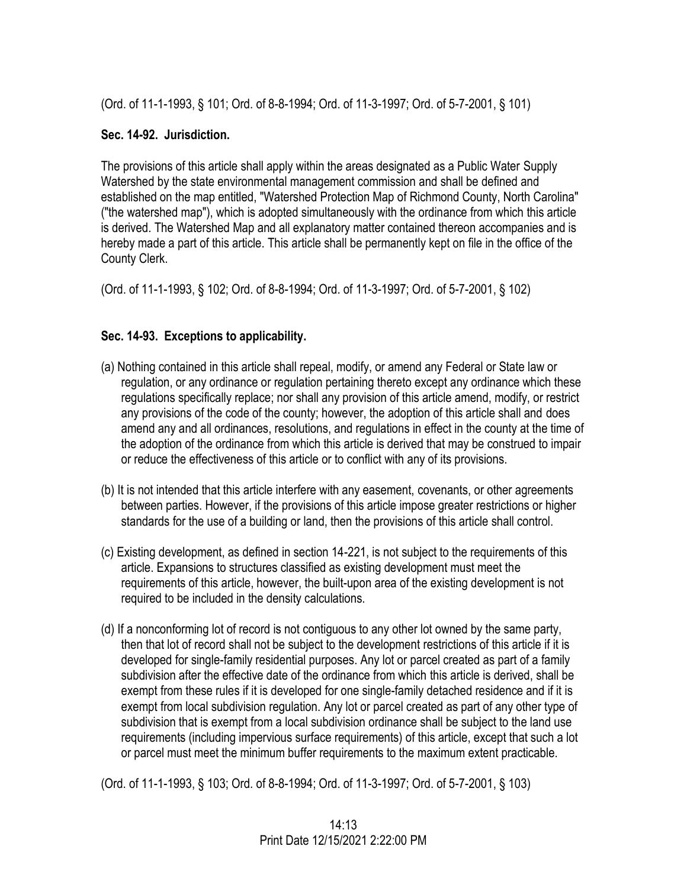(Ord. of 11-1-1993, § 101; Ord. of 8-8-1994; Ord. of 11-3-1997; Ord. of 5-7-2001, § 101)

**Sec. 14-92. Jurisdiction.**

The provisions of this article shall apply within the areas designated as a Public Water Supply Watershed by the state environmental management commission and shall be defined and established on the map entitled, "Watershed Protection Map of Richmond County, North Carolina" ("the watershed map"), which is adopted simultaneously with the ordinance from which this article is derived. The Watershed Map and all explanatory matter contained thereon accompanies and is hereby made a part of this article. This article shall be permanently kept on file in the office of the County Clerk.

(Ord. of 11-1-1993, § 102; Ord. of 8-8-1994; Ord. of 11-3-1997; Ord. of 5-7-2001, § 102)

**Sec. 14-93. Exceptions to applicability.**

(a) Nothing contained in this article shall repeal, modify, or amend any Federal or State law or regulation, or any ordinance or regulation pertaining thereto except any ordinance which these regulations specifically replace; nor shall any provision of this article amend, modify, or restrict any provisions of the code of the county; however, the adoption of this article shall and does amend any and all ordinances, resolutions, and regulations in effect in the county at the time of the adoption of the ordinance from which this article is derived that may be construed to impair or reduce the effectiveness of this article or to conflict with any of its provisions.

(b) It is not intended that this article interfere with any easement, covenants, or other agreements between parties. However, if the provisions of this article impose greater restrictions or higher standards for the use of a building or land, then the provisions of this article shall control.

(c) Existing development, as defined in section 14-221, is not subject to the requirements of this article. Expansions to structures classified as existing development must meet the requirements of this article, however, the built-upon area of the existing development is not required to be included in the density calculations.

(d) If a nonconforming lot of record is not contiguous to any other lot owned by the same party, then that lot of record shall not be subject to the development restrictions of this article if it is developed for single-family residential purposes. Any lot or parcel created as part of a family subdivision after the effective date of the ordinance from which this article is derived, shall be exempt from these rules if it is developed for one single-family detached residence and if it is exempt from local subdivision regulation. Any lot or parcel created as part of any other type of subdivision that is exempt from a local subdivision ordinance shall be subject to the land use requirements (including impervious surface requirements) of this article, except that such a lot or parcel must meet the minimum buffer requirements to the maximum extent practicable.

(Ord. of 11-1-1993, § 103; Ord. of 8-8-1994; Ord. of 11-3-1997; Ord. of 5-7-2001, § 103)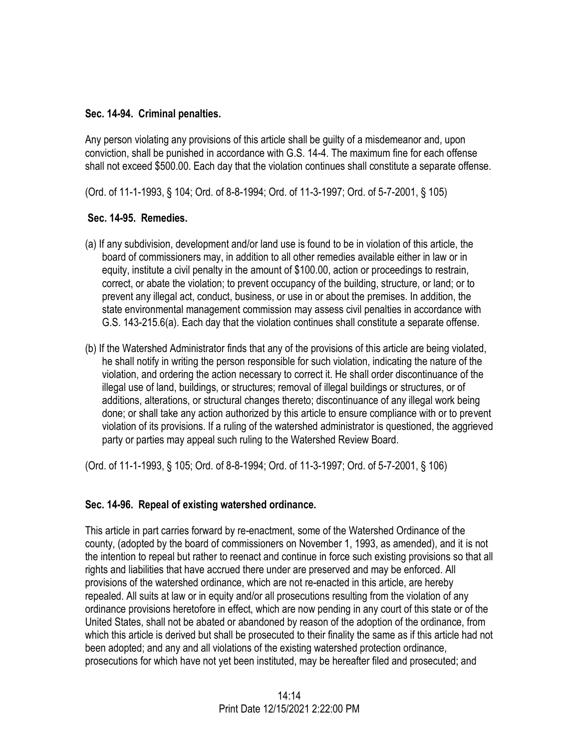**Sec. 14-94. Criminal penalties.**

Any person violating any provisions of this article shall be guilty of a misdemeanor and, upon conviction, shall be punished in accordance with G.S. 14-4. The maximum fine for each offense shall not exceed $500.00. Each day that the violation continues shall constitute a separate offense.

(Ord. of 11-1-1993, § 104; Ord. of 8-8-1994; Ord. of 11-3-1997; Ord. of 5-7-2001, § 105)

**Sec. 14-95. Remedies.**

(a) If any subdivision, development and/or land use is found to be in violation of this article, the board of commissioners may, in addition to all other remedies available either in law or in equity, institute a civil penalty in the amount of $100.00, action or proceedings to restrain, correct, or abate the violation; to prevent occupancy of the building, structure, or land; or to prevent any illegal act, conduct, business, or use in or about the premises. In addition, the state environmental management commission may assess civil penalties in accordance with G.S. 143-215.6(a). Each day that the violation continues shall constitute a separate offense.

(b) If the Watershed Administrator finds that any of the provisions of this article are being violated, he shall notify in writing the person responsible for such violation, indicating the nature of the violation, and ordering the action necessary to correct it. He shall order discontinuance of the illegal use of land, buildings, or structures; removal of illegal buildings or structures, or of additions, alterations, or structural changes thereto; discontinuance of any illegal work being done; or shall take any action authorized by this article to ensure compliance with or to prevent violation of its provisions. If a ruling of the watershed administrator is questioned, the aggrieved party or parties may appeal such ruling to the Watershed Review Board.

(Ord. of 11-1-1993, § 105; Ord. of 8-8-1994; Ord. of 11-3-1997; Ord. of 5-7-2001, § 106)

**Sec. 14-96. Repeal of existing watershed ordinance.**

This article in part carries forward by re-enactment, some of the Watershed Ordinance of the county, (adopted by the board of commissioners on November 1, 1993, as amended), and it is not the intention to repeal but rather to reenact and continue in force such existing provisions so that all rights and liabilities that have accrued there under are preserved and may be enforced. All provisions of the watershed ordinance, which are not re-enacted in this article, are hereby repealed. All suits at law or in equity and/or all prosecutions resulting from the violation of any ordinance provisions heretofore in effect, which are now pending in any court of this state or of the United States, shall not be abated or abandoned by reason of the adoption of the ordinance, from which this article is derived but shall be prosecuted to their finality the same as if this article had not been adopted; and any and all violations of the existing watershed protection ordinance, prosecutions for which have not yet been instituted, may be hereafter filed and prosecuted; and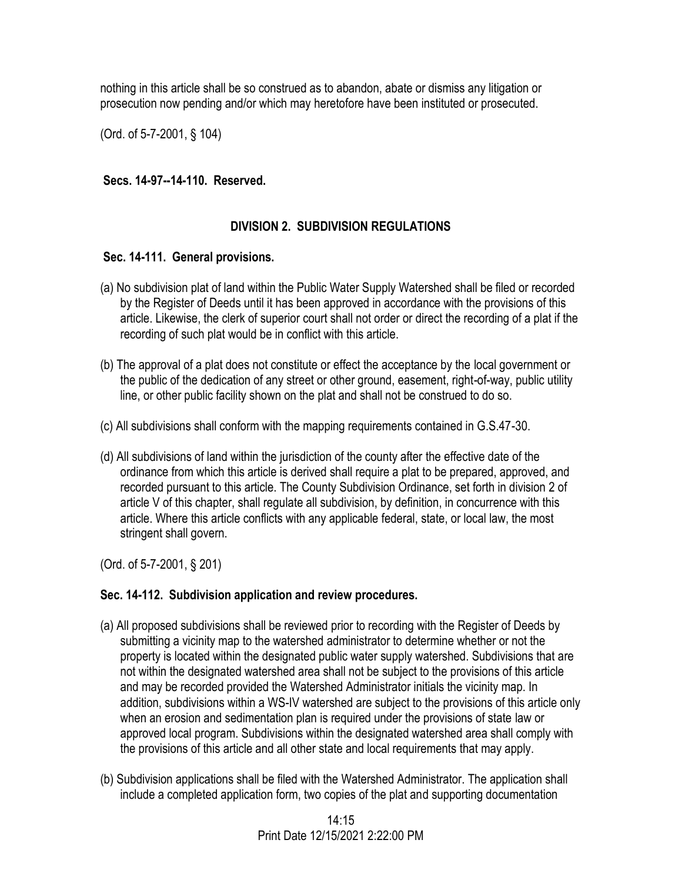nothing in this article shall be so construed as to abandon, abate or dismiss any litigation or prosecution now pending and/or which may heretofore have been instituted or prosecuted.

(Ord. of 5-7-2001, § 104)

**Secs. 14-97--14-110. Reserved.**

## DIVISION 2. SUBDIVISION REGULATIONS

### Sec. 14-111. General provisions.

(a) No subdivision plat of land within the Public Water Supply Watershed shall be filed or recorded by the Register of Deeds until it has been approved in accordance with the provisions of this article. Likewise, the clerk of superior court shall not order or direct the recording of a plat if the recording of such plat would be in conflict with this article.

(b) The approval of a plat does not constitute or effect the acceptance by the local government or the public of the dedication of any street or other ground, easement, right-of-way, public utility line, or other public facility shown on the plat and shall not be construed to do so.

(c) All subdivisions shall conform with the mapping requirements contained in G.S.47-30.

(d) All subdivisions of land within the jurisdiction of the county after the effective date of the ordinance from which this article is derived shall require a plat to be prepared, approved, and recorded pursuant to this article. The County Subdivision Ordinance, set forth in division 2 of article V of this chapter, shall regulate all subdivision, by definition, in concurrence with this article. Where this article conflicts with any applicable federal, state, or local law, the most stringent shall govern.

(Ord. of 5-7-2001, § 201)

### Sec. 14-112. Subdivision application and review procedures.

(a) All proposed subdivisions shall be reviewed prior to recording with the Register of Deeds by submitting a vicinity map to the watershed administrator to determine whether or not the property is located within the designated public water supply watershed. Subdivisions that are not within the designated watershed area shall not be subject to the provisions of this article and may be recorded provided the Watershed Administrator initials the vicinity map. In addition, subdivisions within a WS-IV watershed are subject to the provisions of this article only when an erosion and sedimentation plan is required under the provisions of state law or approved local program. Subdivisions within the designated watershed area shall comply with the provisions of this article and all other state and local requirements that may apply.

(b) Subdivision applications shall be filed with the Watershed Administrator. The application shall include a completed application form, two copies of the plat and supporting documentation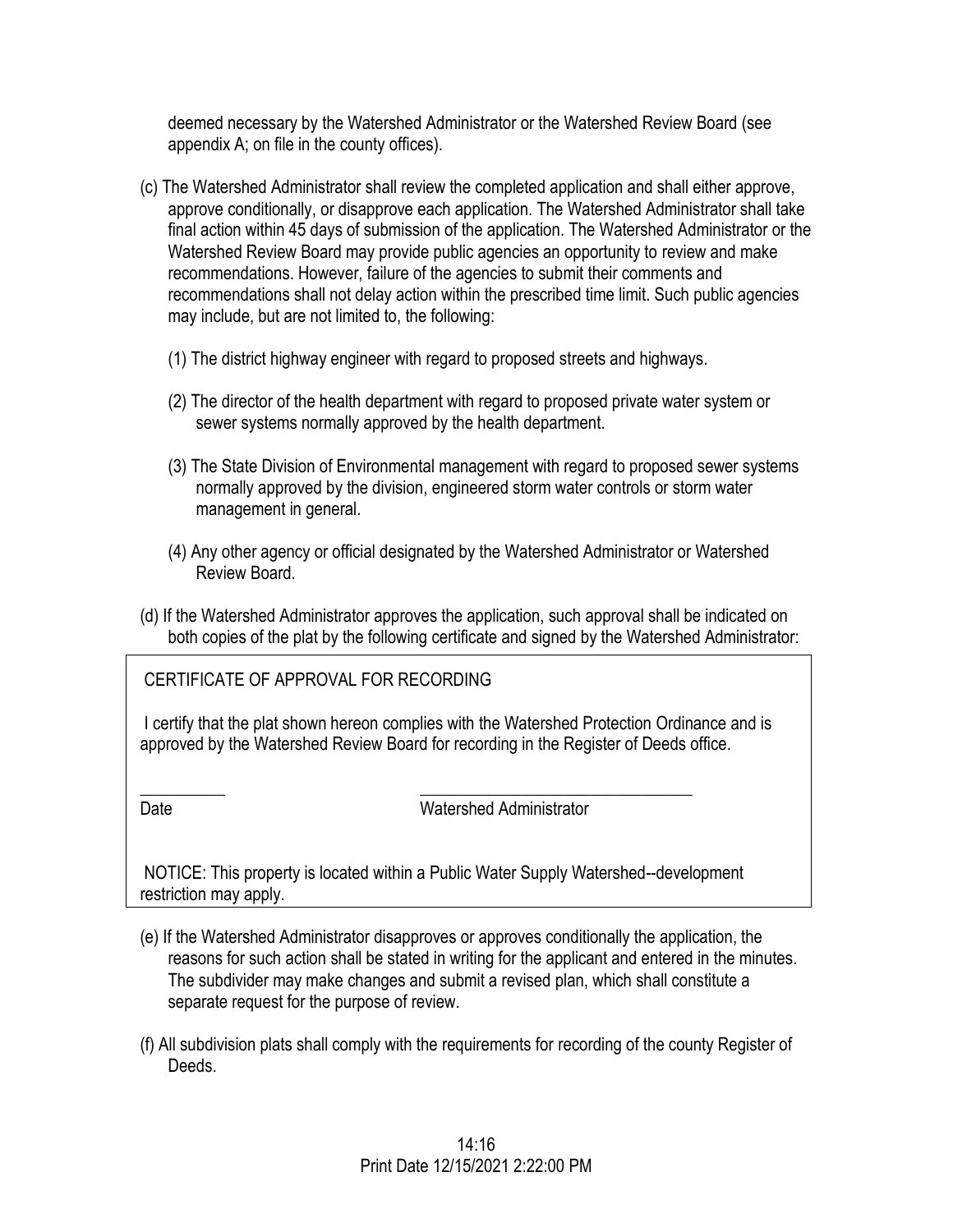deemed necessary by the Watershed Administrator or the Watershed Review Board (see appendix A; on file in the county offices).

(c) The Watershed Administrator shall review the completed application and shall either approve, approve conditionally, or disapprove each application. The Watershed Administrator shall take final action within 45 days of submission of the application. The Watershed Administrator or the Watershed Review Board may provide public agencies an opportunity to review and make recommendations. However, failure of the agencies to submit their comments and recommendations shall not delay action within the prescribed time limit. Such public agencies may include, but are not limited to, the following:

(1) The district highway engineer with regard to proposed streets and highways.

(2) The director of the health department with regard to proposed private water system or sewer systems normally approved by the health department.

(3) The State Division of Environmental management with regard to proposed sewer systems normally approved by the division, engineered storm water controls or storm water management in general.

(4) Any other agency or official designated by the Watershed Administrator or Watershed Review Board.

(d) If the Watershed Administrator approves the application, such approval shall be indicated on both copies of the plat by the following certificate and signed by the Watershed Administrator:

CERTIFICATE OF APPROVAL FOR RECORDING

I certify that the plat shown hereon complies with the Watershed Protection Ordinance and is approved by the Watershed Review Board for recording in the Register of Deeds office.

\_\_\_\_\_\_\_\_\_\_ \_\_\_\_\_\_\_\_\_\_\_\_\_\_\_\_\_\_\_\_\_\_\_\_\_\_\_\_\_\_\_\_\_\_

Date Watershed Administrator

NOTICE: This property is located within a Public Water Supply Watershed--development restriction may apply.

(e) If the Watershed Administrator disapproves or approves conditionally the application, the reasons for such action shall be stated in writing for the applicant and entered in the minutes. The subdivider may make changes and submit a revised plan, which shall constitute a separate request for the purpose of review.

(f) All subdivision plats shall comply with the requirements for recording of the county Register of Deeds.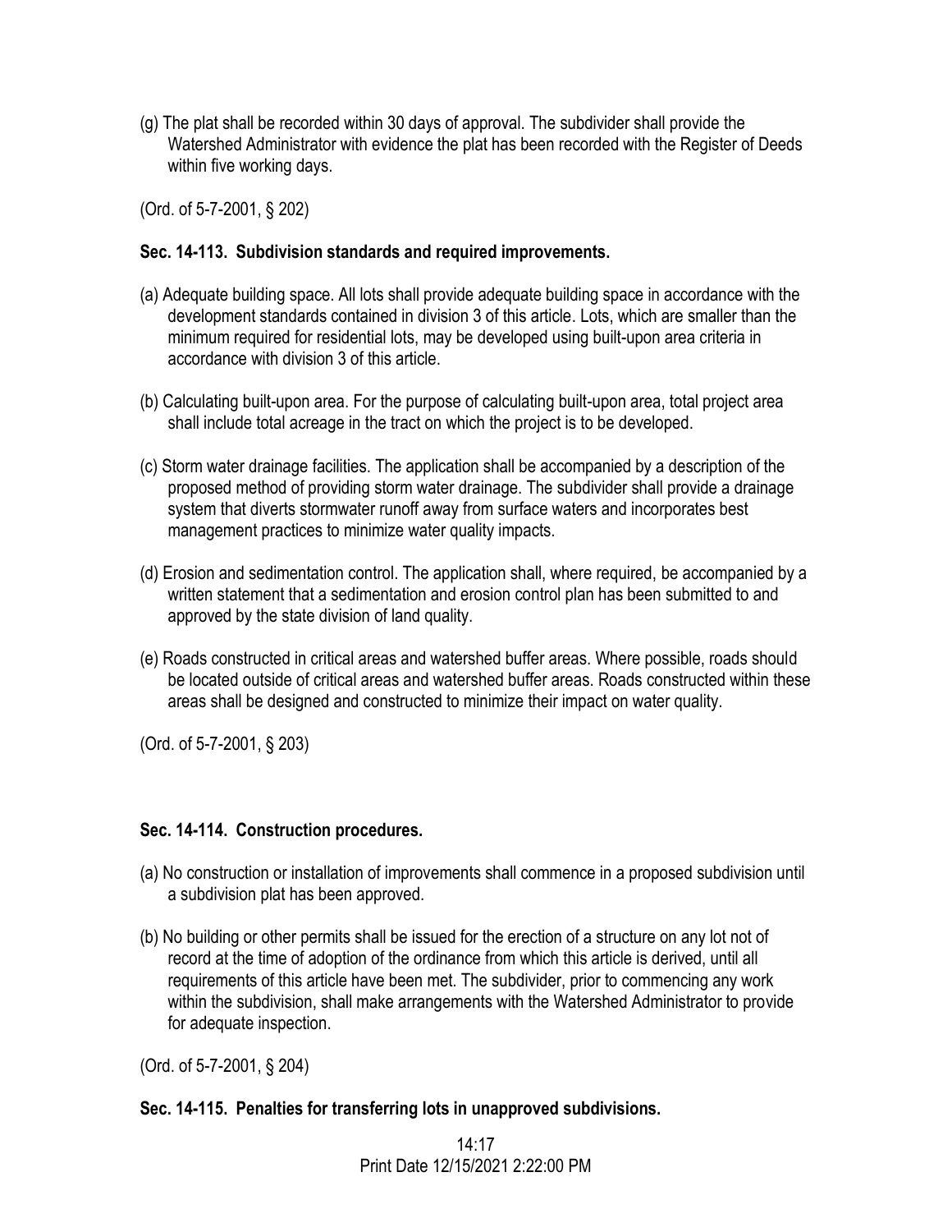(g) The plat shall be recorded within 30 days of approval. The subdivider shall provide the Watershed Administrator with evidence the plat has been recorded with the Register of Deeds within five working days.

(Ord. of 5-7-2001, § 202)

**Sec. 14-113. Subdivision standards and required improvements.**

(a) Adequate building space. All lots shall provide adequate building space in accordance with the development standards contained in division 3 of this article. Lots, which are smaller than the minimum required for residential lots, may be developed using built-upon area criteria in accordance with division 3 of this article.

(b) Calculating built-upon area. For the purpose of calculating built-upon area, total project area shall include total acreage in the tract on which the project is to be developed.

(c) Storm water drainage facilities. The application shall be accompanied by a description of the proposed method of providing storm water drainage. The subdivider shall provide a drainage system that diverts stormwater runoff away from surface waters and incorporates best management practices to minimize water quality impacts.

(d) Erosion and sedimentation control. The application shall, where required, be accompanied by a written statement that a sedimentation and erosion control plan has been submitted to and approved by the state division of land quality.

(e) Roads constructed in critical areas and watershed buffer areas. Where possible, roads should be located outside of critical areas and watershed buffer areas. Roads constructed within these areas shall be designed and constructed to minimize their impact on water quality.

(Ord. of 5-7-2001, § 203)

**Sec. 14-114. Construction procedures.**

(a) No construction or installation of improvements shall commence in a proposed subdivision until a subdivision plat has been approved.

(b) No building or other permits shall be issued for the erection of a structure on any lot not of record at the time of adoption of the ordinance from which this article is derived, until all requirements of this article have been met. The subdivider, prior to commencing any work within the subdivision, shall make arrangements with the Watershed Administrator to provide for adequate inspection.

(Ord. of 5-7-2001, § 204)

**Sec. 14-115. Penalties for transferring lots in unapproved subdivisions.**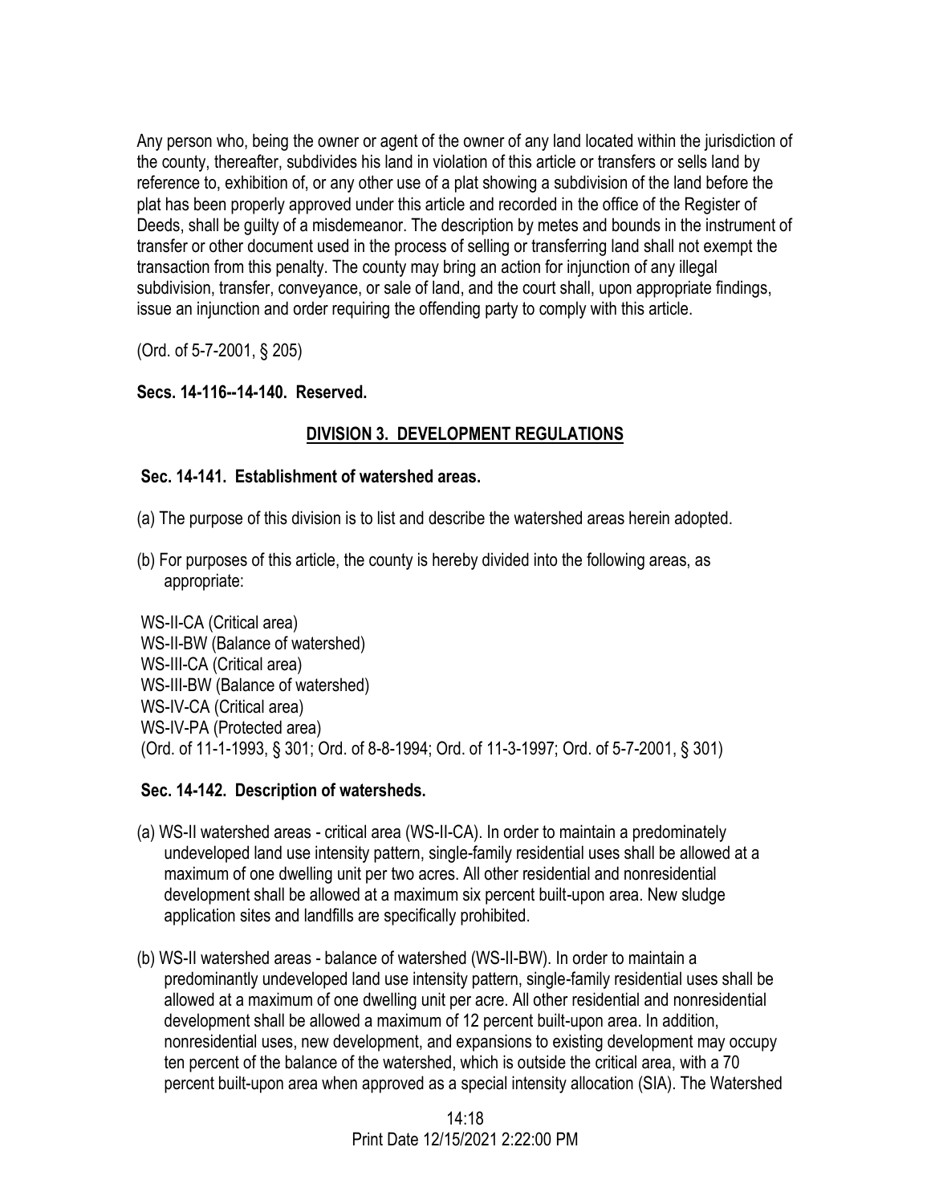Any person who, being the owner or agent of the owner of any land located within the jurisdiction of the county, thereafter, subdivides his land in violation of this article or transfers or sells land by reference to, exhibition of, or any other use of a plat showing a subdivision of the land before the plat has been properly approved under this article and recorded in the office of the Register of Deeds, shall be guilty of a misdemeanor. The description by metes and bounds in the instrument of transfer or other document used in the process of selling or transferring land shall not exempt the transaction from this penalty. The county may bring an action for injunction of any illegal subdivision, transfer, conveyance, or sale of land, and the court shall, upon appropriate findings, issue an injunction and order requiring the offending party to comply with this article.

(Ord. of 5-7-2001, § 205)

**Secs. 14-116--14-140. Reserved.**

## DIVISION 3. DEVELOPMENT REGULATIONS

**Sec. 14-141. Establishment of watershed areas.**

(a) The purpose of this division is to list and describe the watershed areas herein adopted.

(b) For purposes of this article, the county is hereby divided into the following areas, as appropriate:

WS-II-CA (Critical area)
WS-II-BW (Balance of watershed)
WS-III-CA (Critical area)
WS-III-BW (Balance of watershed)
WS-IV-CA (Critical area)
WS-IV-PA (Protected area)
(Ord. of 11-1-1993, § 301; Ord. of 8-8-1994; Ord. of 11-3-1997; Ord. of 5-7-2001, § 301)

**Sec. 14-142. Description of watersheds.**

(a) WS-II watershed areas - critical area (WS-II-CA). In order to maintain a predominately undeveloped land use intensity pattern, single-family residential uses shall be allowed at a maximum of one dwelling unit per two acres. All other residential and nonresidential development shall be allowed at a maximum six percent built-upon area. New sludge application sites and landfills are specifically prohibited.

(b) WS-II watershed areas - balance of watershed (WS-II-BW). In order to maintain a predominantly undeveloped land use intensity pattern, single-family residential uses shall be allowed at a maximum of one dwelling unit per acre. All other residential and nonresidential development shall be allowed a maximum of 12 percent built-upon area. In addition, nonresidential uses, new development, and expansions to existing development may occupy ten percent of the balance of the watershed, which is outside the critical area, with a 70 percent built-upon area when approved as a special intensity allocation (SIA). The Watershed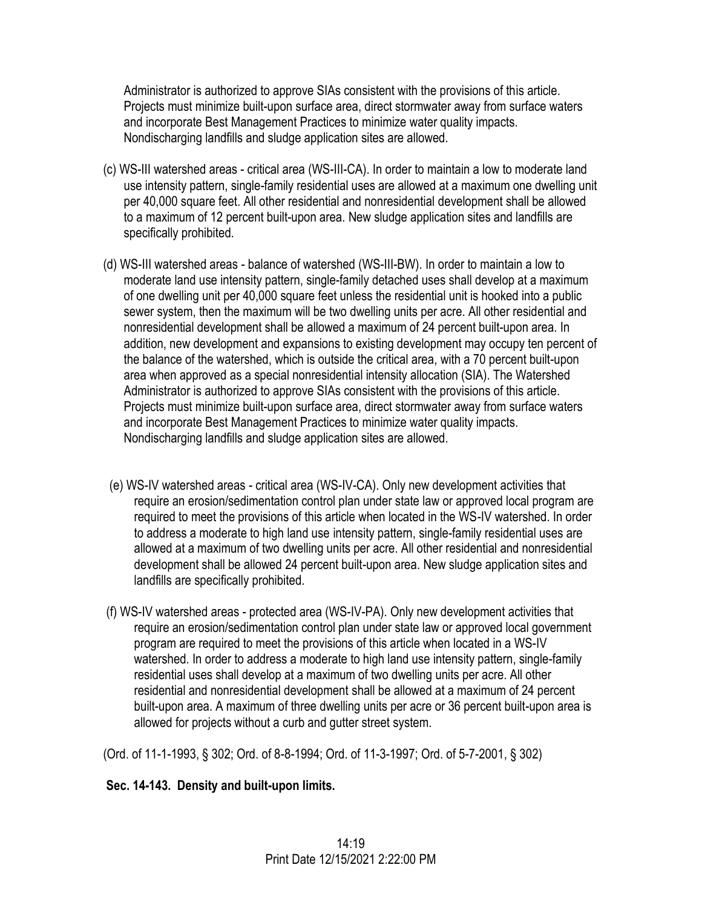Administrator is authorized to approve SIAs consistent with the provisions of this article. Projects must minimize built-upon surface area, direct stormwater away from surface waters and incorporate Best Management Practices to minimize water quality impacts. Nondischarging landfills and sludge application sites are allowed.

(c) WS-III watershed areas - critical area (WS-III-CA). In order to maintain a low to moderate land use intensity pattern, single-family residential uses are allowed at a maximum one dwelling unit per 40,000 square feet. All other residential and nonresidential development shall be allowed to a maximum of 12 percent built-upon area. New sludge application sites and landfills are specifically prohibited.

(d) WS-III watershed areas - balance of watershed (WS-III-BW). In order to maintain a low to moderate land use intensity pattern, single-family detached uses shall develop at a maximum of one dwelling unit per 40,000 square feet unless the residential unit is hooked into a public sewer system, then the maximum will be two dwelling units per acre. All other residential and nonresidential development shall be allowed a maximum of 24 percent built-upon area. In addition, new development and expansions to existing development may occupy ten percent of the balance of the watershed, which is outside the critical area, with a 70 percent built-upon area when approved as a special nonresidential intensity allocation (SIA). The Watershed Administrator is authorized to approve SIAs consistent with the provisions of this article. Projects must minimize built-upon surface area, direct stormwater away from surface waters and incorporate Best Management Practices to minimize water quality impacts. Nondischarging landfills and sludge application sites are allowed.

(e) WS-IV watershed areas - critical area (WS-IV-CA). Only new development activities that require an erosion/sedimentation control plan under state law or approved local program are required to meet the provisions of this article when located in the WS-IV watershed. In order to address a moderate to high land use intensity pattern, single-family residential uses are allowed at a maximum of two dwelling units per acre. All other residential and nonresidential development shall be allowed 24 percent built-upon area. New sludge application sites and landfills are specifically prohibited.

(f) WS-IV watershed areas - protected area (WS-IV-PA). Only new development activities that require an erosion/sedimentation control plan under state law or approved local government program are required to meet the provisions of this article when located in a WS-IV watershed. In order to address a moderate to high land use intensity pattern, single-family residential uses shall develop at a maximum of two dwelling units per acre. All other residential and nonresidential development shall be allowed at a maximum of 24 percent built-upon area. A maximum of three dwelling units per acre or 36 percent built-upon area is allowed for projects without a curb and gutter street system.

(Ord. of 11-1-1993, § 302; Ord. of 8-8-1994; Ord. of 11-3-1997; Ord. of 5-7-2001, § 302)

**Sec. 14-143. Density and built-upon limits.**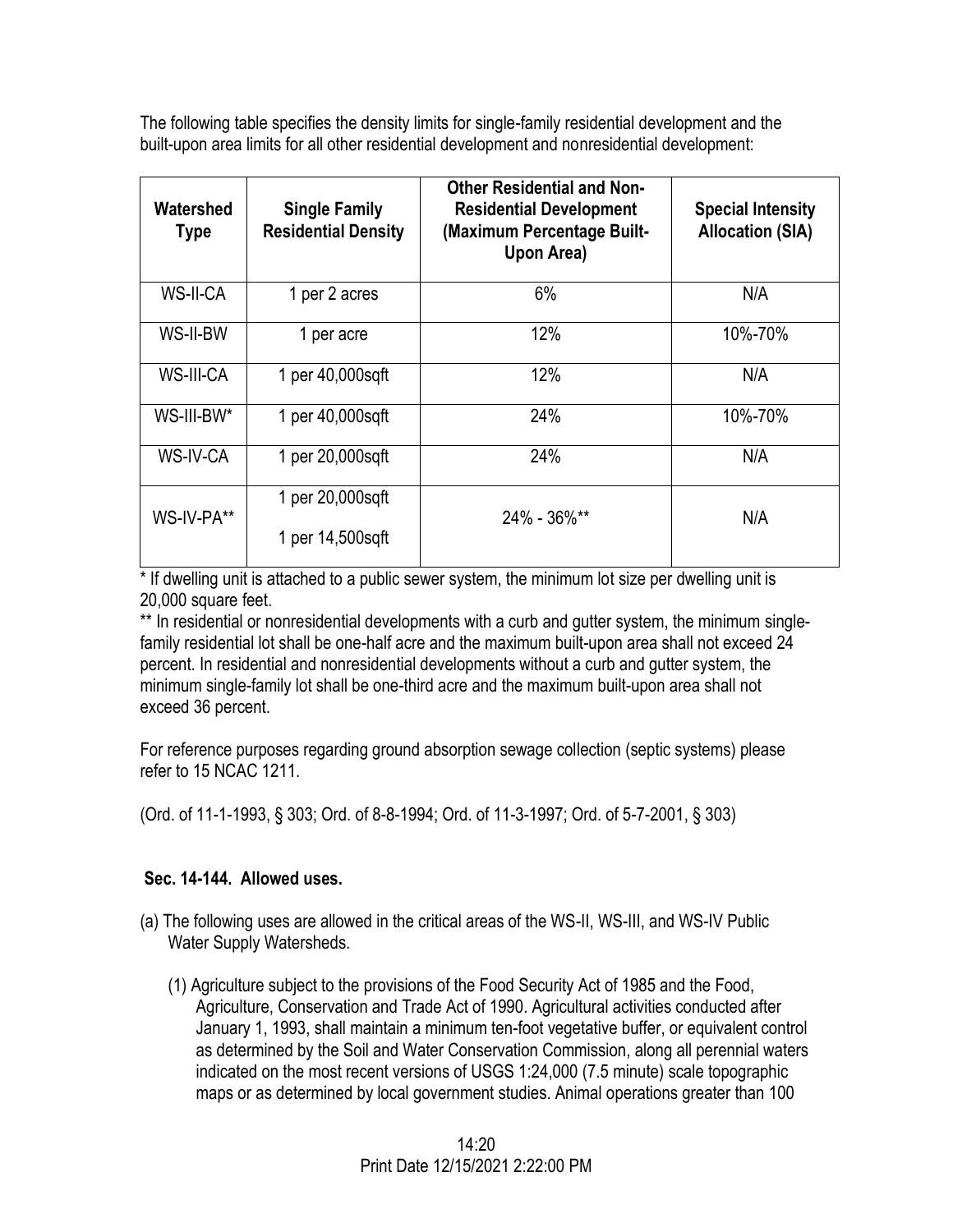The following table specifies the density limits for single-family residential development and the built-upon area limits for all other residential development and nonresidential development:

| Watershed Type | Single Family Residential Density | Other Residential and Non-Residential Development (Maximum Percentage Built-Upon Area) | Special Intensity Allocation (SIA) |
|---|---|---|---|
| WS-II-CA | 1 per 2 acres | 6% | N/A |
| WS-II-BW | 1 per acre | 12% | 10%-70% |
| WS-III-CA | 1 per 40,000sqft | 12% | N/A |
| WS-III-BW* | 1 per 40,000sqft | 24% | 10%-70% |
| WS-IV-CA | 1 per 20,000sqft | 24% | N/A |
| WS-IV-PA** | 1 per 20,000sqft<br>1 per 14,500sqft | 24% - 36%** | N/A |

* If dwelling unit is attached to a public sewer system, the minimum lot size per dwelling unit is 20,000 square feet.

** In residential or nonresidential developments with a curb and gutter system, the minimum single-family residential lot shall be one-half acre and the maximum built-upon area shall not exceed 24 percent. In residential and nonresidential developments without a curb and gutter system, the minimum single-family lot shall be one-third acre and the maximum built-upon area shall not exceed 36 percent.

For reference purposes regarding ground absorption sewage collection (septic systems) please refer to 15 NCAC 1211.

(Ord. of 11-1-1993, § 303; Ord. of 8-8-1994; Ord. of 11-3-1997; Ord. of 5-7-2001, § 303)

### Sec. 14-144. Allowed uses.

(a) The following uses are allowed in the critical areas of the WS-II, WS-III, and WS-IV Public Water Supply Watersheds.

(1) Agriculture subject to the provisions of the Food Security Act of 1985 and the Food, Agriculture, Conservation and Trade Act of 1990. Agricultural activities conducted after January 1, 1993, shall maintain a minimum ten-foot vegetative buffer, or equivalent control as determined by the Soil and Water Conservation Commission, along all perennial waters indicated on the most recent versions of USGS 1:24,000 (7.5 minute) scale topographic maps or as determined by local government studies. Animal operations greater than 100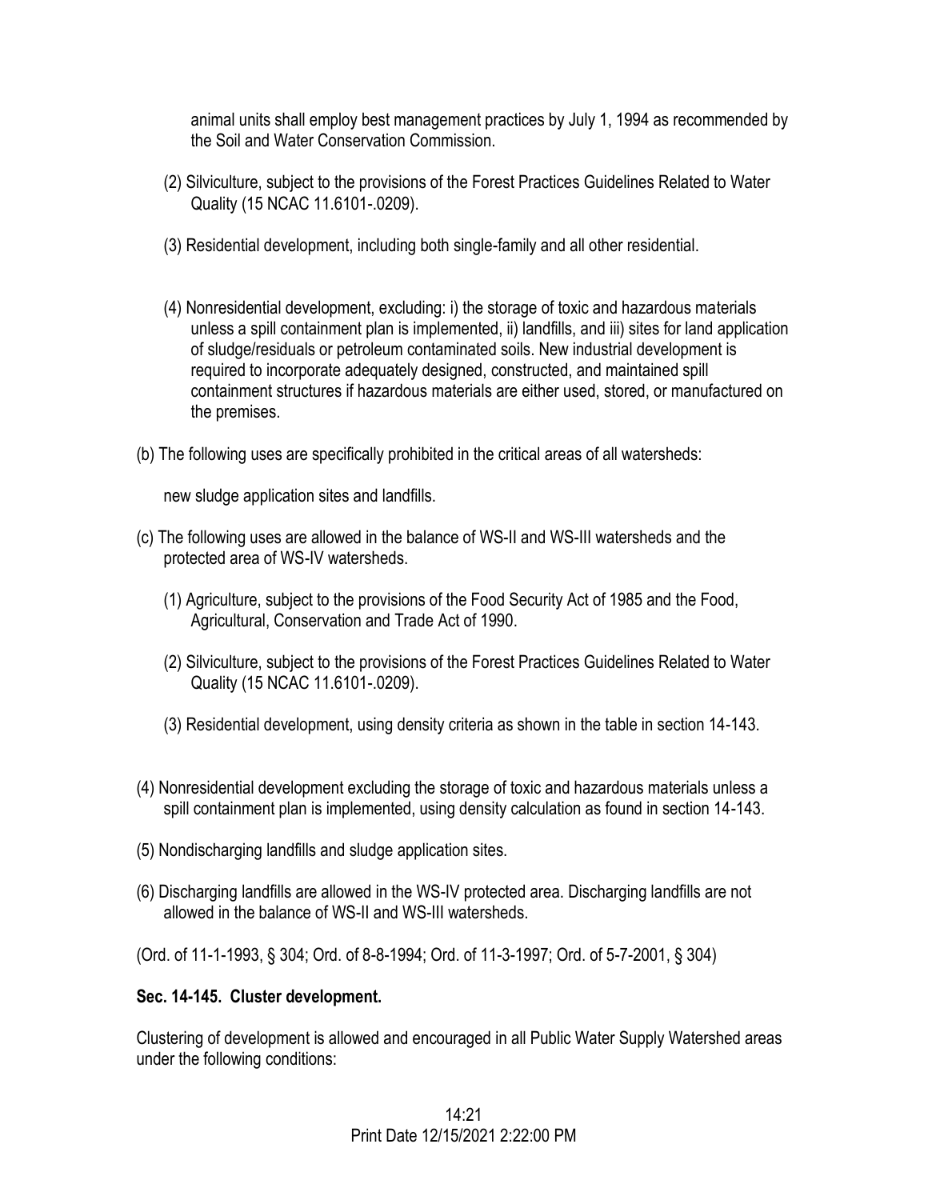animal units shall employ best management practices by July 1, 1994 as recommended by the Soil and Water Conservation Commission.

(2) Silviculture, subject to the provisions of the Forest Practices Guidelines Related to Water Quality (15 NCAC 11.6101-.0209).

(3) Residential development, including both single-family and all other residential.

(4) Nonresidential development, excluding: i) the storage of toxic and hazardous materials unless a spill containment plan is implemented, ii) landfills, and iii) sites for land application of sludge/residuals or petroleum contaminated soils. New industrial development is required to incorporate adequately designed, constructed, and maintained spill containment structures if hazardous materials are either used, stored, or manufactured on the premises.

(b) The following uses are specifically prohibited in the critical areas of all watersheds:

new sludge application sites and landfills.

(c) The following uses are allowed in the balance of WS-II and WS-III watersheds and the protected area of WS-IV watersheds.

(1) Agriculture, subject to the provisions of the Food Security Act of 1985 and the Food, Agricultural, Conservation and Trade Act of 1990.

(2) Silviculture, subject to the provisions of the Forest Practices Guidelines Related to Water Quality (15 NCAC 11.6101-.0209).

(3) Residential development, using density criteria as shown in the table in section 14-143.

(4) Nonresidential development excluding the storage of toxic and hazardous materials unless a spill containment plan is implemented, using density calculation as found in section 14-143.

(5) Nondischarging landfills and sludge application sites.

(6) Discharging landfills are allowed in the WS-IV protected area. Discharging landfills are not allowed in the balance of WS-II and WS-III watersheds.

(Ord. of 11-1-1993, § 304; Ord. of 8-8-1994; Ord. of 11-3-1997; Ord. of 5-7-2001, § 304)

**Sec. 14-145. Cluster development.**

Clustering of development is allowed and encouraged in all Public Water Supply Watershed areas under the following conditions: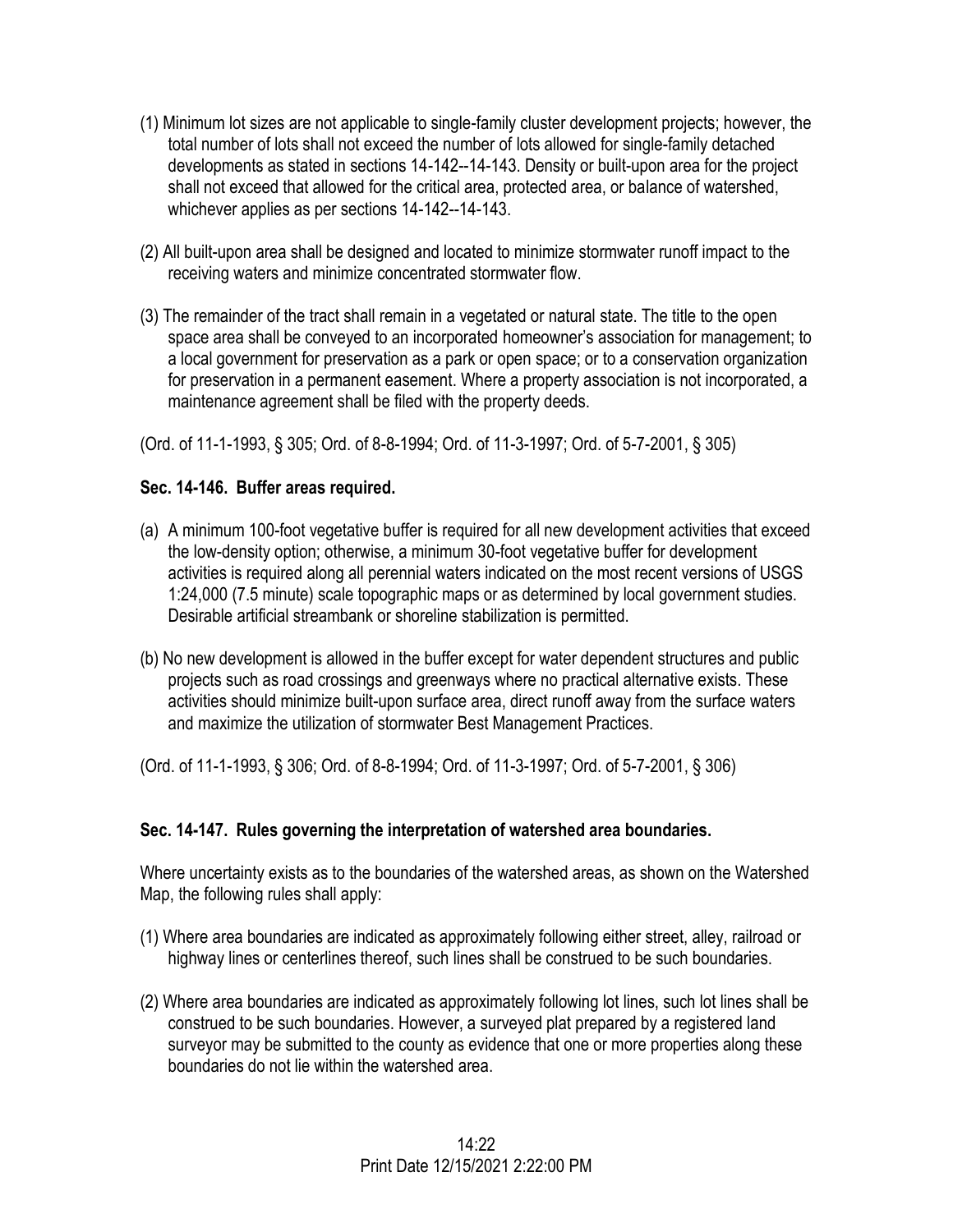(1) Minimum lot sizes are not applicable to single-family cluster development projects; however, the total number of lots shall not exceed the number of lots allowed for single-family detached developments as stated in sections 14-142--14-143. Density or built-upon area for the project shall not exceed that allowed for the critical area, protected area, or balance of watershed, whichever applies as per sections 14-142--14-143.

(2) All built-upon area shall be designed and located to minimize stormwater runoff impact to the receiving waters and minimize concentrated stormwater flow.

(3) The remainder of the tract shall remain in a vegetated or natural state. The title to the open space area shall be conveyed to an incorporated homeowner's association for management; to a local government for preservation as a park or open space; or to a conservation organization for preservation in a permanent easement. Where a property association is not incorporated, a maintenance agreement shall be filed with the property deeds.

(Ord. of 11-1-1993, § 305; Ord. of 8-8-1994; Ord. of 11-3-1997; Ord. of 5-7-2001, § 305)

### Sec. 14-146. Buffer areas required.

(a) A minimum 100-foot vegetative buffer is required for all new development activities that exceed the low-density option; otherwise, a minimum 30-foot vegetative buffer for development activities is required along all perennial waters indicated on the most recent versions of USGS 1:24,000 (7.5 minute) scale topographic maps or as determined by local government studies. Desirable artificial streambank or shoreline stabilization is permitted.

(b) No new development is allowed in the buffer except for water dependent structures and public projects such as road crossings and greenways where no practical alternative exists. These activities should minimize built-upon surface area, direct runoff away from the surface waters and maximize the utilization of stormwater Best Management Practices.

(Ord. of 11-1-1993, § 306; Ord. of 8-8-1994; Ord. of 11-3-1997; Ord. of 5-7-2001, § 306)

### Sec. 14-147. Rules governing the interpretation of watershed area boundaries.

Where uncertainty exists as to the boundaries of the watershed areas, as shown on the Watershed Map, the following rules shall apply:

(1) Where area boundaries are indicated as approximately following either street, alley, railroad or highway lines or centerlines thereof, such lines shall be construed to be such boundaries.

(2) Where area boundaries are indicated as approximately following lot lines, such lot lines shall be construed to be such boundaries. However, a surveyed plat prepared by a registered land surveyor may be submitted to the county as evidence that one or more properties along these boundaries do not lie within the watershed area.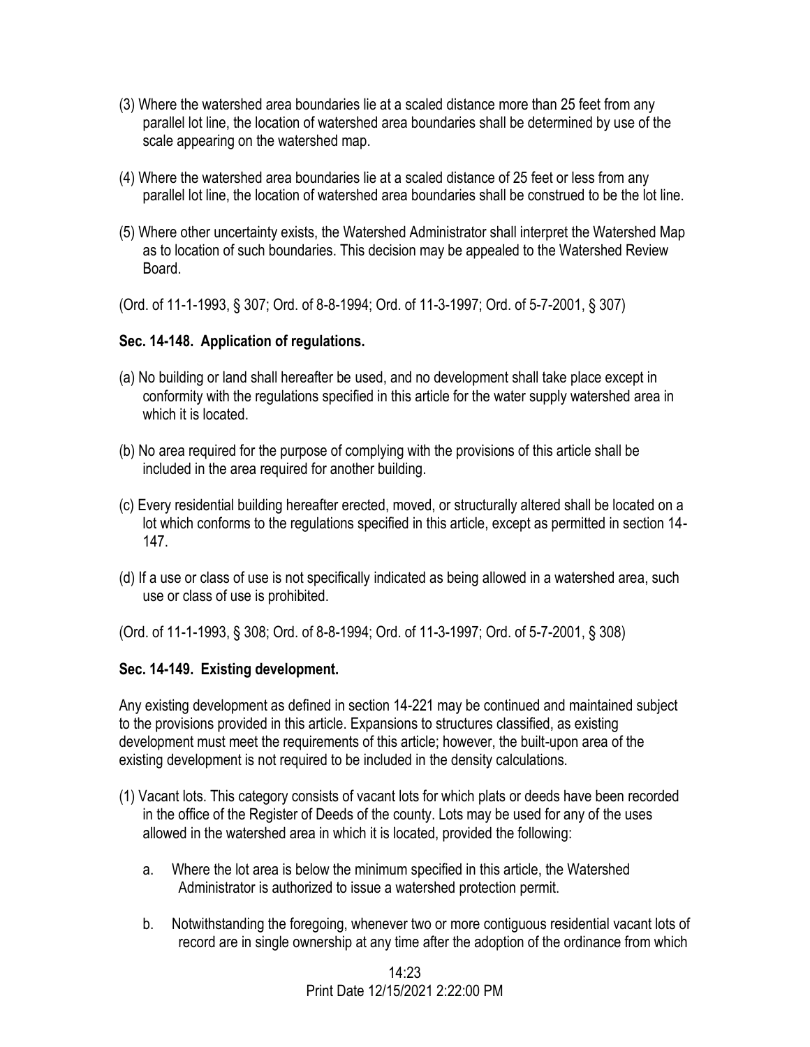(3) Where the watershed area boundaries lie at a scaled distance more than 25 feet from any parallel lot line, the location of watershed area boundaries shall be determined by use of the scale appearing on the watershed map.

(4) Where the watershed area boundaries lie at a scaled distance of 25 feet or less from any parallel lot line, the location of watershed area boundaries shall be construed to be the lot line.

(5) Where other uncertainty exists, the Watershed Administrator shall interpret the Watershed Map as to location of such boundaries. This decision may be appealed to the Watershed Review Board.

(Ord. of 11-1-1993, § 307; Ord. of 8-8-1994; Ord. of 11-3-1997; Ord. of 5-7-2001, § 307)

### Sec. 14-148. Application of regulations.

(a) No building or land shall hereafter be used, and no development shall take place except in conformity with the regulations specified in this article for the water supply watershed area in which it is located.

(b) No area required for the purpose of complying with the provisions of this article shall be included in the area required for another building.

(c) Every residential building hereafter erected, moved, or structurally altered shall be located on a lot which conforms to the regulations specified in this article, except as permitted in section 14-147.

(d) If a use or class of use is not specifically indicated as being allowed in a watershed area, such use or class of use is prohibited.

(Ord. of 11-1-1993, § 308; Ord. of 8-8-1994; Ord. of 11-3-1997; Ord. of 5-7-2001, § 308)

### Sec. 14-149. Existing development.

Any existing development as defined in section 14-221 may be continued and maintained subject to the provisions provided in this article. Expansions to structures classified, as existing development must meet the requirements of this article; however, the built-upon area of the existing development is not required to be included in the density calculations.

(1) Vacant lots. This category consists of vacant lots for which plats or deeds have been recorded in the office of the Register of Deeds of the county. Lots may be used for any of the uses allowed in the watershed area in which it is located, provided the following:

   a. Where the lot area is below the minimum specified in this article, the Watershed Administrator is authorized to issue a watershed protection permit.

   b. Notwithstanding the foregoing, whenever two or more contiguous residential vacant lots of record are in single ownership at any time after the adoption of the ordinance from which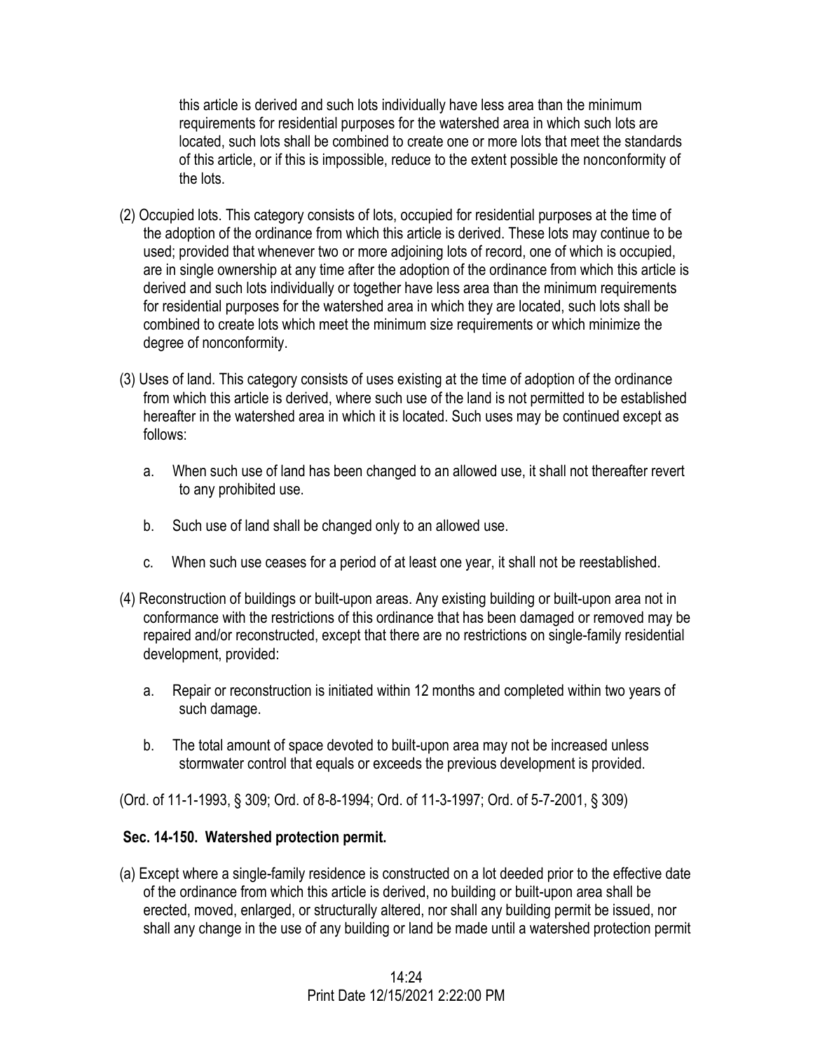this article is derived and such lots individually have less area than the minimum requirements for residential purposes for the watershed area in which such lots are located, such lots shall be combined to create one or more lots that meet the standards of this article, or if this is impossible, reduce to the extent possible the nonconformity of the lots.

(2) Occupied lots. This category consists of lots, occupied for residential purposes at the time of the adoption of the ordinance from which this article is derived. These lots may continue to be used; provided that whenever two or more adjoining lots of record, one of which is occupied, are in single ownership at any time after the adoption of the ordinance from which this article is derived and such lots individually or together have less area than the minimum requirements for residential purposes for the watershed area in which they are located, such lots shall be combined to create lots which meet the minimum size requirements or which minimize the degree of nonconformity.

(3) Uses of land. This category consists of uses existing at the time of adoption of the ordinance from which this article is derived, where such use of the land is not permitted to be established hereafter in the watershed area in which it is located. Such uses may be continued except as follows:

a. When such use of land has been changed to an allowed use, it shall not thereafter revert to any prohibited use.

b. Such use of land shall be changed only to an allowed use.

c. When such use ceases for a period of at least one year, it shall not be reestablished.

(4) Reconstruction of buildings or built-upon areas. Any existing building or built-upon area not in conformance with the restrictions of this ordinance that has been damaged or removed may be repaired and/or reconstructed, except that there are no restrictions on single-family residential development, provided:

a. Repair or reconstruction is initiated within 12 months and completed within two years of such damage.

b. The total amount of space devoted to built-upon area may not be increased unless stormwater control that equals or exceeds the previous development is provided.

(Ord. of 11-1-1993, § 309; Ord. of 8-8-1994; Ord. of 11-3-1997; Ord. of 5-7-2001, § 309)

**Sec. 14-150. Watershed protection permit.**

(a) Except where a single-family residence is constructed on a lot deeded prior to the effective date of the ordinance from which this article is derived, no building or built-upon area shall be erected, moved, enlarged, or structurally altered, nor shall any building permit be issued, nor shall any change in the use of any building or land be made until a watershed protection permit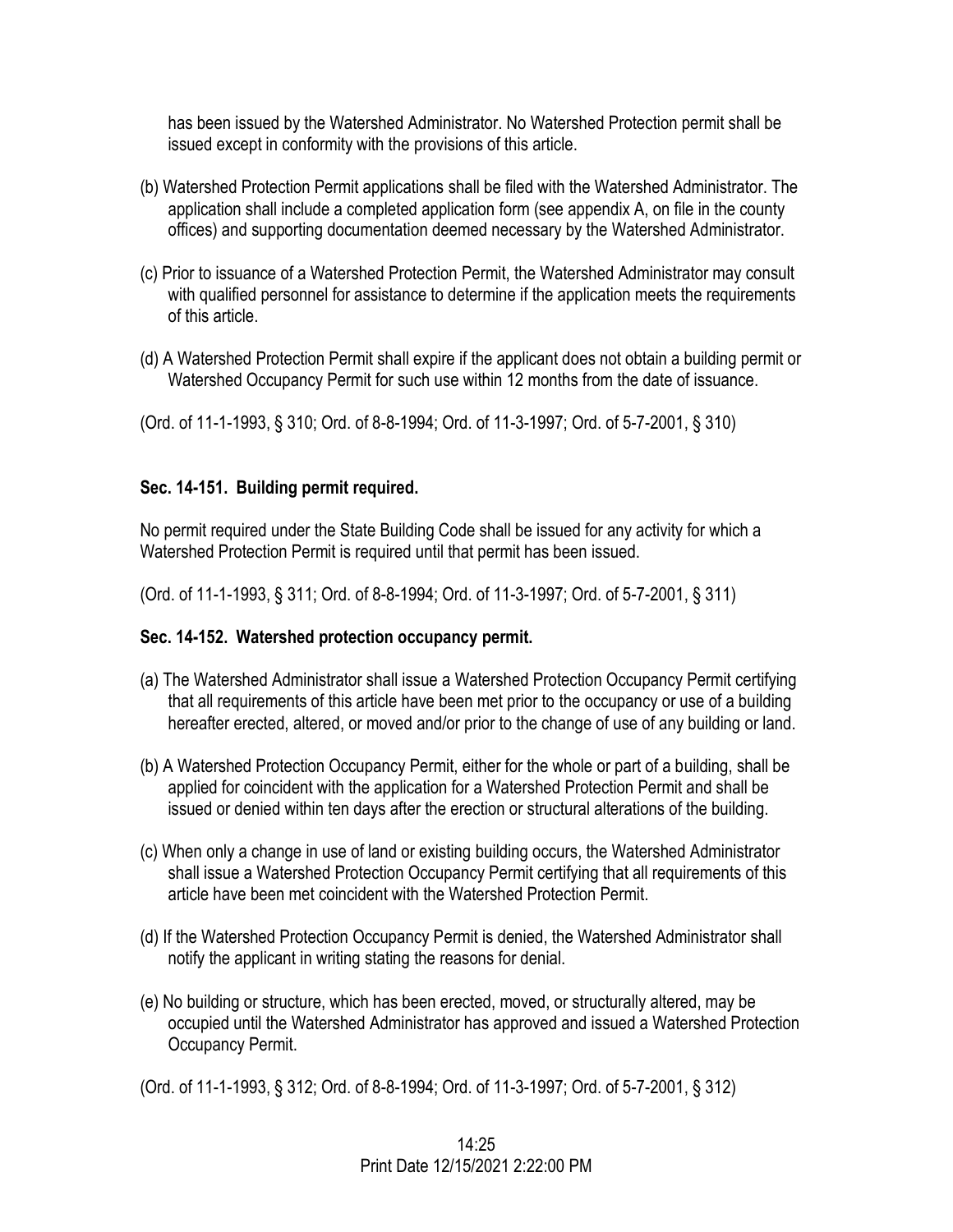has been issued by the Watershed Administrator. No Watershed Protection permit shall be issued except in conformity with the provisions of this article.

(b) Watershed Protection Permit applications shall be filed with the Watershed Administrator. The application shall include a completed application form (see appendix A, on file in the county offices) and supporting documentation deemed necessary by the Watershed Administrator.

(c) Prior to issuance of a Watershed Protection Permit, the Watershed Administrator may consult with qualified personnel for assistance to determine if the application meets the requirements of this article.

(d) A Watershed Protection Permit shall expire if the applicant does not obtain a building permit or Watershed Occupancy Permit for such use within 12 months from the date of issuance.

(Ord. of 11-1-1993, § 310; Ord. of 8-8-1994; Ord. of 11-3-1997; Ord. of 5-7-2001, § 310)

### Sec. 14-151. Building permit required.

No permit required under the State Building Code shall be issued for any activity for which a Watershed Protection Permit is required until that permit has been issued.

(Ord. of 11-1-1993, § 311; Ord. of 8-8-1994; Ord. of 11-3-1997; Ord. of 5-7-2001, § 311)

### Sec. 14-152. Watershed protection occupancy permit.

(a) The Watershed Administrator shall issue a Watershed Protection Occupancy Permit certifying that all requirements of this article have been met prior to the occupancy or use of a building hereafter erected, altered, or moved and/or prior to the change of use of any building or land.

(b) A Watershed Protection Occupancy Permit, either for the whole or part of a building, shall be applied for coincident with the application for a Watershed Protection Permit and shall be issued or denied within ten days after the erection or structural alterations of the building.

(c) When only a change in use of land or existing building occurs, the Watershed Administrator shall issue a Watershed Protection Occupancy Permit certifying that all requirements of this article have been met coincident with the Watershed Protection Permit.

(d) If the Watershed Protection Occupancy Permit is denied, the Watershed Administrator shall notify the applicant in writing stating the reasons for denial.

(e) No building or structure, which has been erected, moved, or structurally altered, may be occupied until the Watershed Administrator has approved and issued a Watershed Protection Occupancy Permit.

(Ord. of 11-1-1993, § 312; Ord. of 8-8-1994; Ord. of 11-3-1997; Ord. of 5-7-2001, § 312)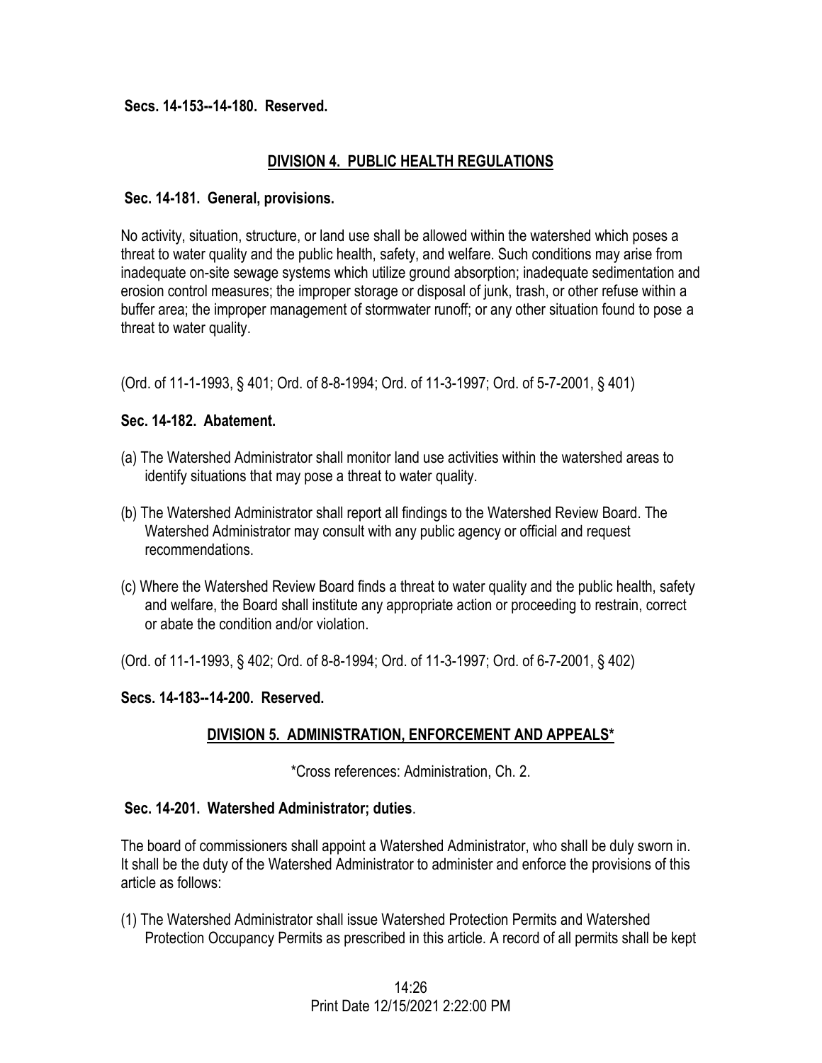**Secs. 14-153--14-180. Reserved.**

## DIVISION 4. PUBLIC HEALTH REGULATIONS

**Sec. 14-181. General, provisions.**

No activity, situation, structure, or land use shall be allowed within the watershed which poses a threat to water quality and the public health, safety, and welfare. Such conditions may arise from inadequate on-site sewage systems which utilize ground absorption; inadequate sedimentation and erosion control measures; the improper storage or disposal of junk, trash, or other refuse within a buffer area; the improper management of stormwater runoff; or any other situation found to pose a threat to water quality.

(Ord. of 11-1-1993, § 401; Ord. of 8-8-1994; Ord. of 11-3-1997; Ord. of 5-7-2001, § 401)

**Sec. 14-182. Abatement.**

(a) The Watershed Administrator shall monitor land use activities within the watershed areas to identify situations that may pose a threat to water quality.

(b) The Watershed Administrator shall report all findings to the Watershed Review Board. The Watershed Administrator may consult with any public agency or official and request recommendations.

(c) Where the Watershed Review Board finds a threat to water quality and the public health, safety and welfare, the Board shall institute any appropriate action or proceeding to restrain, correct or abate the condition and/or violation.

(Ord. of 11-1-1993, § 402; Ord. of 8-8-1994; Ord. of 11-3-1997; Ord. of 6-7-2001, § 402)

**Secs. 14-183--14-200. Reserved.**

## DIVISION 5. ADMINISTRATION, ENFORCEMENT AND APPEALS*

*Cross references: Administration, Ch. 2.

**Sec. 14-201. Watershed Administrator; duties**.

The board of commissioners shall appoint a Watershed Administrator, who shall be duly sworn in. It shall be the duty of the Watershed Administrator to administer and enforce the provisions of this article as follows:

(1) The Watershed Administrator shall issue Watershed Protection Permits and Watershed Protection Occupancy Permits as prescribed in this article. A record of all permits shall be kept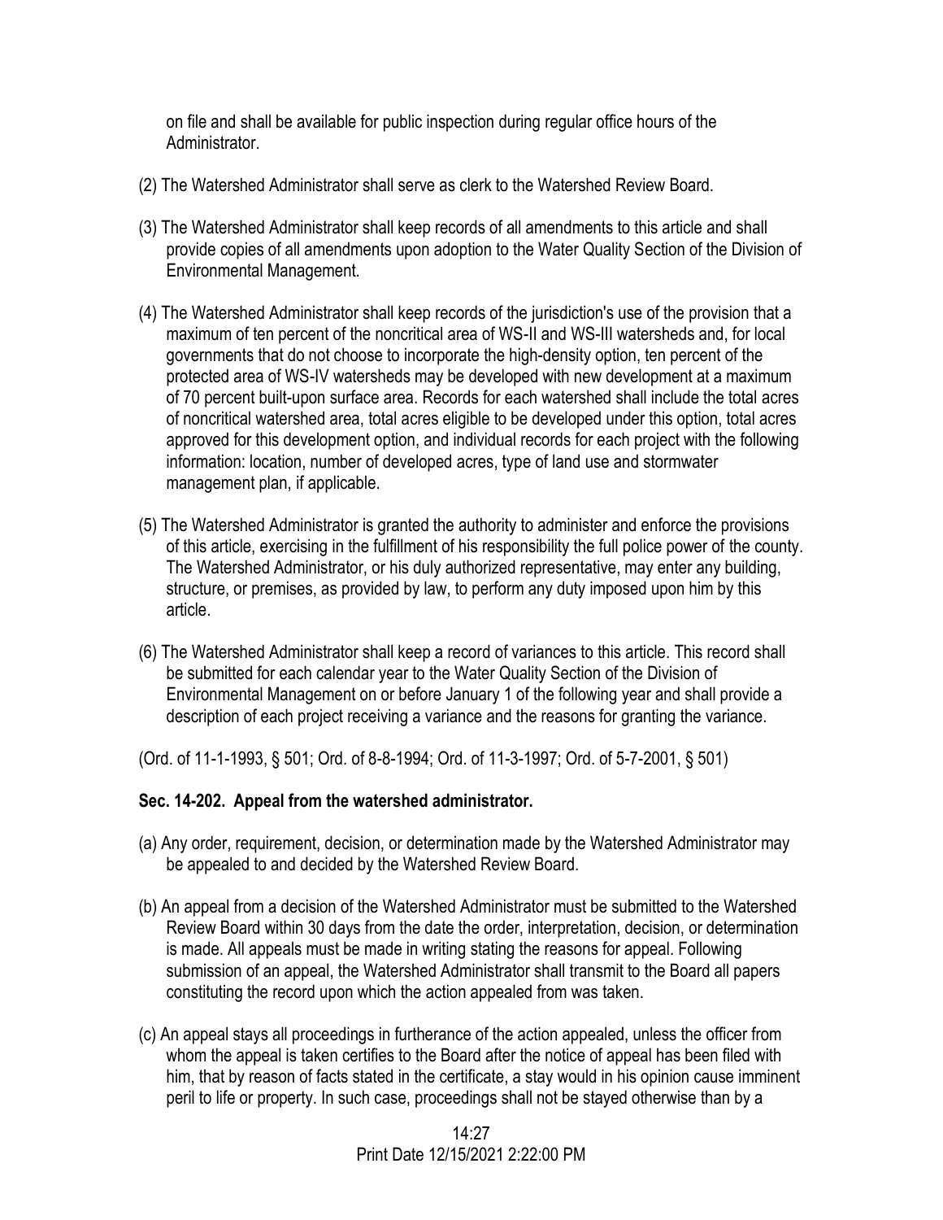on file and shall be available for public inspection during regular office hours of the Administrator.

(2) The Watershed Administrator shall serve as clerk to the Watershed Review Board.

(3) The Watershed Administrator shall keep records of all amendments to this article and shall provide copies of all amendments upon adoption to the Water Quality Section of the Division of Environmental Management.

(4) The Watershed Administrator shall keep records of the jurisdiction's use of the provision that a maximum of ten percent of the noncritical area of WS-II and WS-III watersheds and, for local governments that do not choose to incorporate the high-density option, ten percent of the protected area of WS-IV watersheds may be developed with new development at a maximum of 70 percent built-upon surface area. Records for each watershed shall include the total acres of noncritical watershed area, total acres eligible to be developed under this option, total acres approved for this development option, and individual records for each project with the following information: location, number of developed acres, type of land use and stormwater management plan, if applicable.

(5) The Watershed Administrator is granted the authority to administer and enforce the provisions of this article, exercising in the fulfillment of his responsibility the full police power of the county. The Watershed Administrator, or his duly authorized representative, may enter any building, structure, or premises, as provided by law, to perform any duty imposed upon him by this article.

(6) The Watershed Administrator shall keep a record of variances to this article. This record shall be submitted for each calendar year to the Water Quality Section of the Division of Environmental Management on or before January 1 of the following year and shall provide a description of each project receiving a variance and the reasons for granting the variance.

(Ord. of 11-1-1993, § 501; Ord. of 8-8-1994; Ord. of 11-3-1997; Ord. of 5-7-2001, § 501)

**Sec. 14-202. Appeal from the watershed administrator.**

(a) Any order, requirement, decision, or determination made by the Watershed Administrator may be appealed to and decided by the Watershed Review Board.

(b) An appeal from a decision of the Watershed Administrator must be submitted to the Watershed Review Board within 30 days from the date the order, interpretation, decision, or determination is made. All appeals must be made in writing stating the reasons for appeal. Following submission of an appeal, the Watershed Administrator shall transmit to the Board all papers constituting the record upon which the action appealed from was taken.

(c) An appeal stays all proceedings in furtherance of the action appealed, unless the officer from whom the appeal is taken certifies to the Board after the notice of appeal has been filed with him, that by reason of facts stated in the certificate, a stay would in his opinion cause imminent peril to life or property. In such case, proceedings shall not be stayed otherwise than by a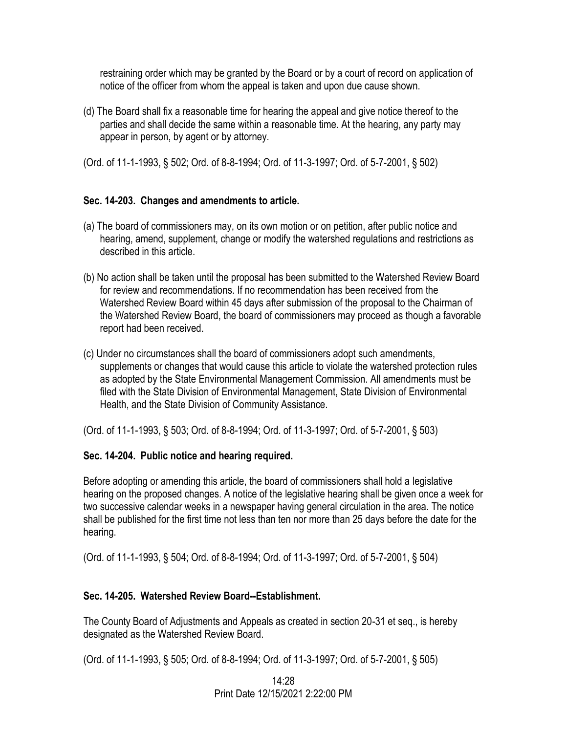restraining order which may be granted by the Board or by a court of record on application of notice of the officer from whom the appeal is taken and upon due cause shown.

(d) The Board shall fix a reasonable time for hearing the appeal and give notice thereof to the parties and shall decide the same within a reasonable time. At the hearing, any party may appear in person, by agent or by attorney.

(Ord. of 11-1-1993, § 502; Ord. of 8-8-1994; Ord. of 11-3-1997; Ord. of 5-7-2001, § 502)

**Sec. 14-203. Changes and amendments to article.**

(a) The board of commissioners may, on its own motion or on petition, after public notice and hearing, amend, supplement, change or modify the watershed regulations and restrictions as described in this article.

(b) No action shall be taken until the proposal has been submitted to the Watershed Review Board for review and recommendations. If no recommendation has been received from the Watershed Review Board within 45 days after submission of the proposal to the Chairman of the Watershed Review Board, the board of commissioners may proceed as though a favorable report had been received.

(c) Under no circumstances shall the board of commissioners adopt such amendments, supplements or changes that would cause this article to violate the watershed protection rules as adopted by the State Environmental Management Commission. All amendments must be filed with the State Division of Environmental Management, State Division of Environmental Health, and the State Division of Community Assistance.

(Ord. of 11-1-1993, § 503; Ord. of 8-8-1994; Ord. of 11-3-1997; Ord. of 5-7-2001, § 503)

**Sec. 14-204. Public notice and hearing required.**

Before adopting or amending this article, the board of commissioners shall hold a legislative hearing on the proposed changes. A notice of the legislative hearing shall be given once a week for two successive calendar weeks in a newspaper having general circulation in the area. The notice shall be published for the first time not less than ten nor more than 25 days before the date for the hearing.

(Ord. of 11-1-1993, § 504; Ord. of 8-8-1994; Ord. of 11-3-1997; Ord. of 5-7-2001, § 504)

**Sec. 14-205. Watershed Review Board--Establishment.**

The County Board of Adjustments and Appeals as created in section 20-31 et seq., is hereby designated as the Watershed Review Board.

(Ord. of 11-1-1993, § 505; Ord. of 8-8-1994; Ord. of 11-3-1997; Ord. of 5-7-2001, § 505)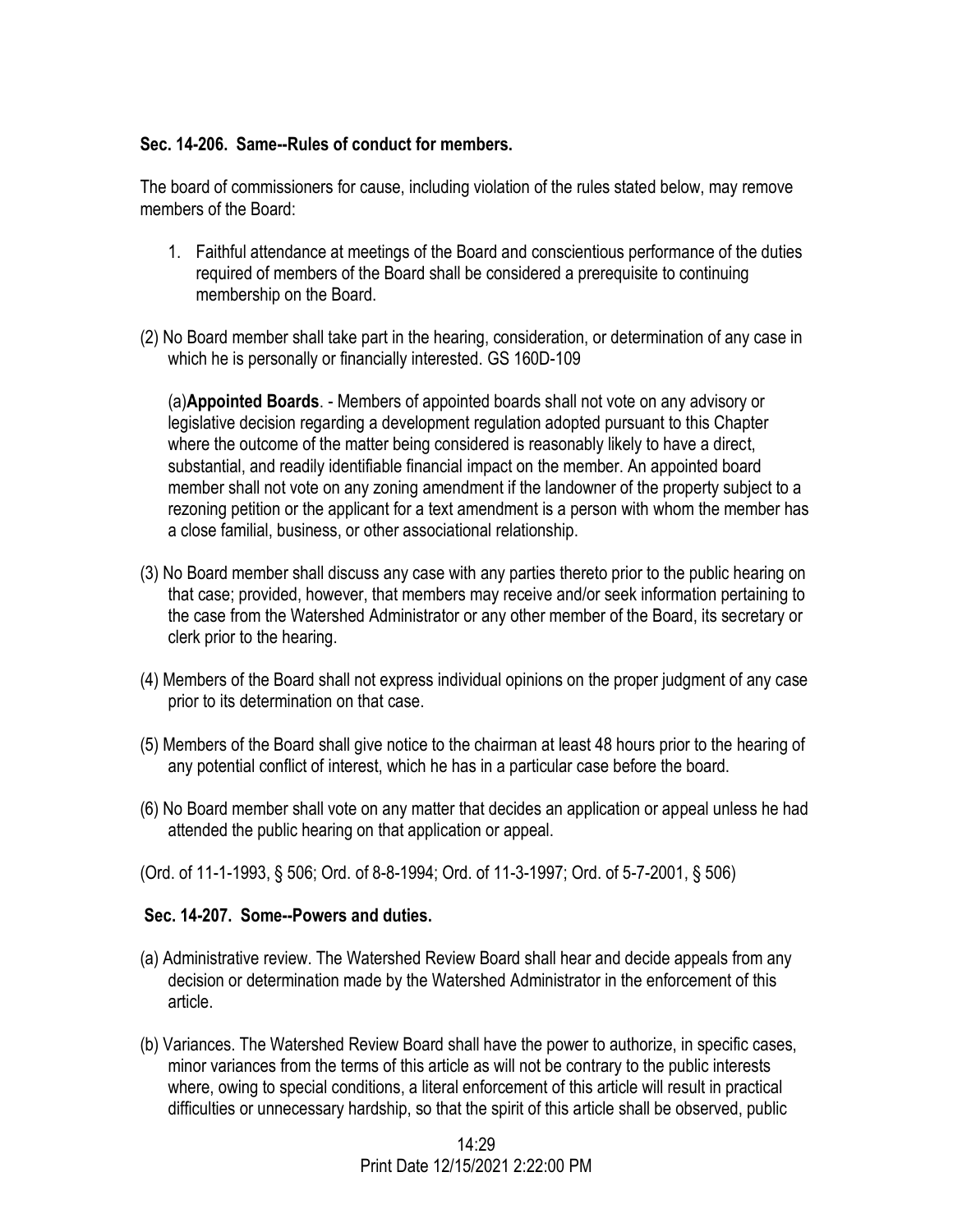**Sec. 14-206. Same--Rules of conduct for members.**

The board of commissioners for cause, including violation of the rules stated below, may remove members of the Board:

1. Faithful attendance at meetings of the Board and conscientious performance of the duties required of members of the Board shall be considered a prerequisite to continuing membership on the Board.

(2) No Board member shall take part in the hearing, consideration, or determination of any case in which he is personally or financially interested. GS 160D-109

(a)**Appointed Boards**. - Members of appointed boards shall not vote on any advisory or legislative decision regarding a development regulation adopted pursuant to this Chapter where the outcome of the matter being considered is reasonably likely to have a direct, substantial, and readily identifiable financial impact on the member. An appointed board member shall not vote on any zoning amendment if the landowner of the property subject to a rezoning petition or the applicant for a text amendment is a person with whom the member has a close familial, business, or other associational relationship.

(3) No Board member shall discuss any case with any parties thereto prior to the public hearing on that case; provided, however, that members may receive and/or seek information pertaining to the case from the Watershed Administrator or any other member of the Board, its secretary or clerk prior to the hearing.

(4) Members of the Board shall not express individual opinions on the proper judgment of any case prior to its determination on that case.

(5) Members of the Board shall give notice to the chairman at least 48 hours prior to the hearing of any potential conflict of interest, which he has in a particular case before the board.

(6) No Board member shall vote on any matter that decides an application or appeal unless he had attended the public hearing on that application or appeal.

(Ord. of 11-1-1993, § 506; Ord. of 8-8-1994; Ord. of 11-3-1997; Ord. of 5-7-2001, § 506)

**Sec. 14-207. Some--Powers and duties.**

(a) Administrative review. The Watershed Review Board shall hear and decide appeals from any decision or determination made by the Watershed Administrator in the enforcement of this article.

(b) Variances. The Watershed Review Board shall have the power to authorize, in specific cases, minor variances from the terms of this article as will not be contrary to the public interests where, owing to special conditions, a literal enforcement of this article will result in practical difficulties or unnecessary hardship, so that the spirit of this article shall be observed, public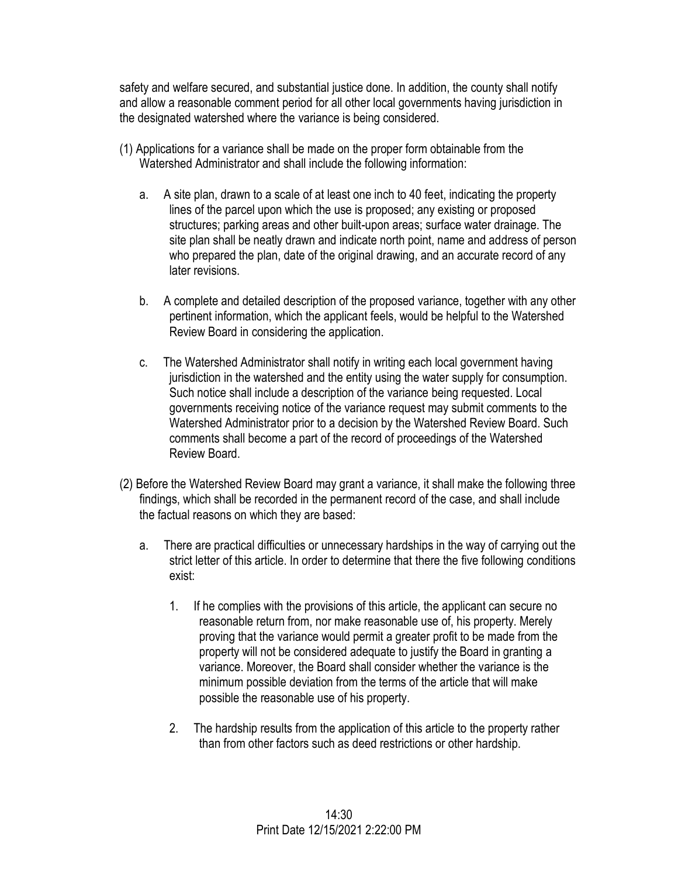safety and welfare secured, and substantial justice done. In addition, the county shall notify and allow a reasonable comment period for all other local governments having jurisdiction in the designated watershed where the variance is being considered.

(1) Applications for a variance shall be made on the proper form obtainable from the Watershed Administrator and shall include the following information:

   a. A site plan, drawn to a scale of at least one inch to 40 feet, indicating the property lines of the parcel upon which the use is proposed; any existing or proposed structures; parking areas and other built-upon areas; surface water drainage. The site plan shall be neatly drawn and indicate north point, name and address of person who prepared the plan, date of the original drawing, and an accurate record of any later revisions.

   b. A complete and detailed description of the proposed variance, together with any other pertinent information, which the applicant feels, would be helpful to the Watershed Review Board in considering the application.

   c. The Watershed Administrator shall notify in writing each local government having jurisdiction in the watershed and the entity using the water supply for consumption. Such notice shall include a description of the variance being requested. Local governments receiving notice of the variance request may submit comments to the Watershed Administrator prior to a decision by the Watershed Review Board. Such comments shall become a part of the record of proceedings of the Watershed Review Board.

(2) Before the Watershed Review Board may grant a variance, it shall make the following three findings, which shall be recorded in the permanent record of the case, and shall include the factual reasons on which they are based:

   a. There are practical difficulties or unnecessary hardships in the way of carrying out the strict letter of this article. In order to determine that there the five following conditions exist:

      1. If he complies with the provisions of this article, the applicant can secure no reasonable return from, nor make reasonable use of, his property. Merely proving that the variance would permit a greater profit to be made from the property will not be considered adequate to justify the Board in granting a variance. Moreover, the Board shall consider whether the variance is the minimum possible deviation from the terms of the article that will make possible the reasonable use of his property.

      2. The hardship results from the application of this article to the property rather than from other factors such as deed restrictions or other hardship.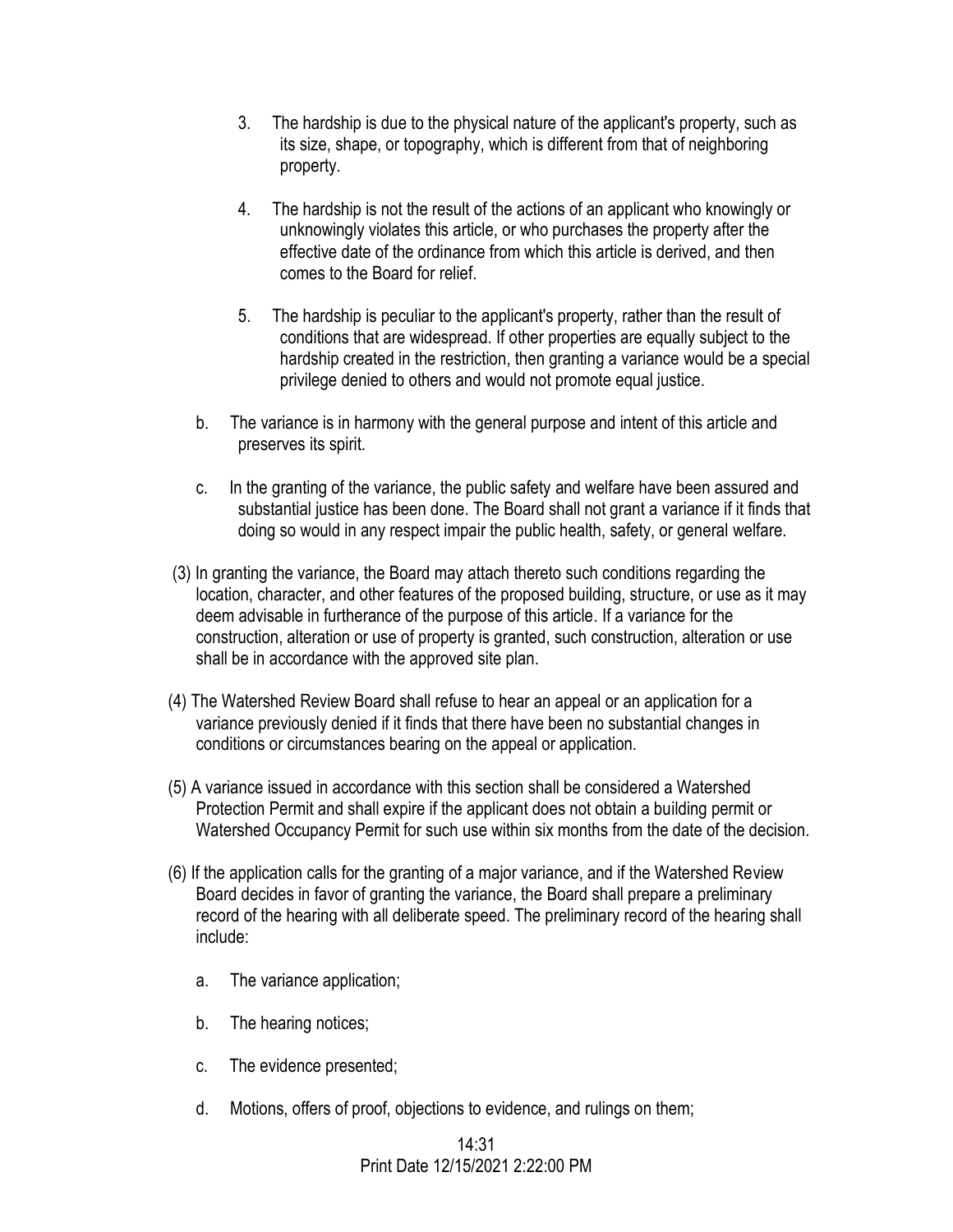3. The hardship is due to the physical nature of the applicant's property, such as its size, shape, or topography, which is different from that of neighboring property.

4. The hardship is not the result of the actions of an applicant who knowingly or unknowingly violates this article, or who purchases the property after the effective date of the ordinance from which this article is derived, and then comes to the Board for relief.

5. The hardship is peculiar to the applicant's property, rather than the result of conditions that are widespread. If other properties are equally subject to the hardship created in the restriction, then granting a variance would be a special privilege denied to others and would not promote equal justice.

b. The variance is in harmony with the general purpose and intent of this article and preserves its spirit.

c. In the granting of the variance, the public safety and welfare have been assured and substantial justice has been done. The Board shall not grant a variance if it finds that doing so would in any respect impair the public health, safety, or general welfare.

(3) In granting the variance, the Board may attach thereto such conditions regarding the location, character, and other features of the proposed building, structure, or use as it may deem advisable in furtherance of the purpose of this article. If a variance for the construction, alteration or use of property is granted, such construction, alteration or use shall be in accordance with the approved site plan.

(4) The Watershed Review Board shall refuse to hear an appeal or an application for a variance previously denied if it finds that there have been no substantial changes in conditions or circumstances bearing on the appeal or application.

(5) A variance issued in accordance with this section shall be considered a Watershed Protection Permit and shall expire if the applicant does not obtain a building permit or Watershed Occupancy Permit for such use within six months from the date of the decision.

(6) If the application calls for the granting of a major variance, and if the Watershed Review Board decides in favor of granting the variance, the Board shall prepare a preliminary record of the hearing with all deliberate speed. The preliminary record of the hearing shall include:

a. The variance application;

b. The hearing notices;

c. The evidence presented;

d. Motions, offers of proof, objections to evidence, and rulings on them;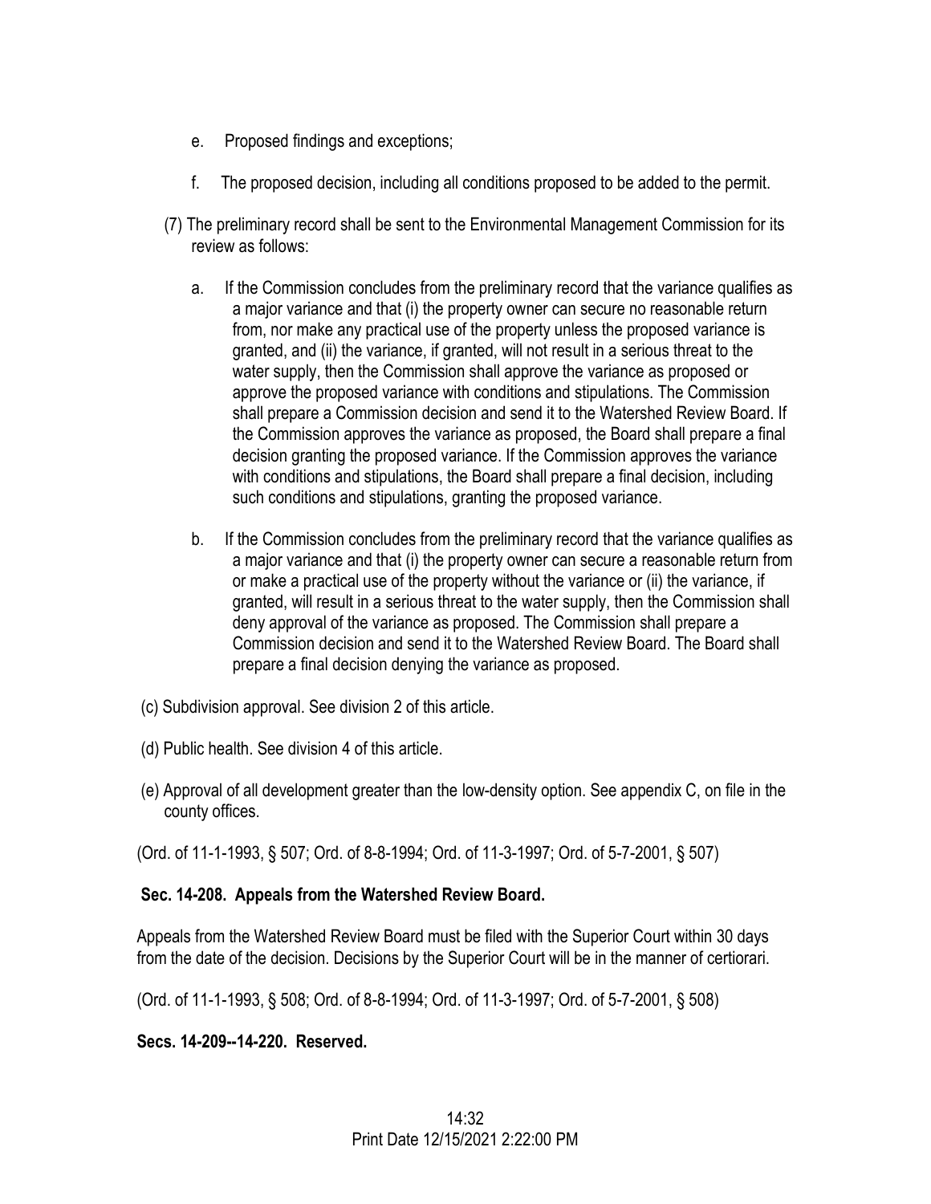e. Proposed findings and exceptions;

f. The proposed decision, including all conditions proposed to be added to the permit.

(7) The preliminary record shall be sent to the Environmental Management Commission for its review as follows:

a. If the Commission concludes from the preliminary record that the variance qualifies as a major variance and that (i) the property owner can secure no reasonable return from, nor make any practical use of the property unless the proposed variance is granted, and (ii) the variance, if granted, will not result in a serious threat to the water supply, then the Commission shall approve the variance as proposed or approve the proposed variance with conditions and stipulations. The Commission shall prepare a Commission decision and send it to the Watershed Review Board. If the Commission approves the variance as proposed, the Board shall prepare a final decision granting the proposed variance. If the Commission approves the variance with conditions and stipulations, the Board shall prepare a final decision, including such conditions and stipulations, granting the proposed variance.

b. If the Commission concludes from the preliminary record that the variance qualifies as a major variance and that (i) the property owner can secure a reasonable return from or make a practical use of the property without the variance or (ii) the variance, if granted, will result in a serious threat to the water supply, then the Commission shall deny approval of the variance as proposed. The Commission shall prepare a Commission decision and send it to the Watershed Review Board. The Board shall prepare a final decision denying the variance as proposed.

(c) Subdivision approval. See division 2 of this article.

(d) Public health. See division 4 of this article.

(e) Approval of all development greater than the low-density option. See appendix C, on file in the county offices.

(Ord. of 11-1-1993, § 507; Ord. of 8-8-1994; Ord. of 11-3-1997; Ord. of 5-7-2001, § 507)

**Sec. 14-208. Appeals from the Watershed Review Board.**

Appeals from the Watershed Review Board must be filed with the Superior Court within 30 days from the date of the decision. Decisions by the Superior Court will be in the manner of certiorari.

(Ord. of 11-1-1993, § 508; Ord. of 8-8-1994; Ord. of 11-3-1997; Ord. of 5-7-2001, § 508)

**Secs. 14-209--14-220. Reserved.**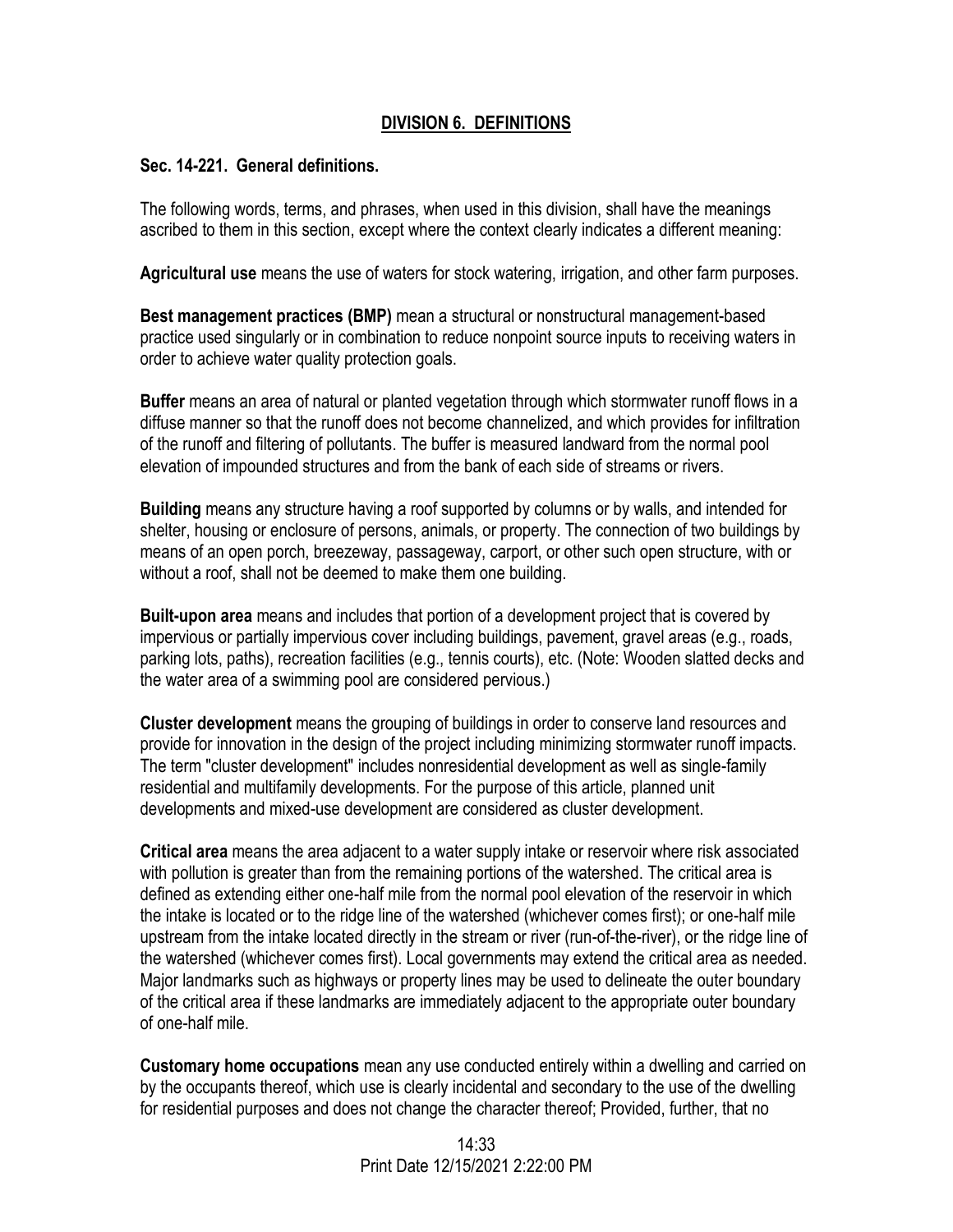## DIVISION 6. DEFINITIONS

### Sec. 14-221. General definitions.

The following words, terms, and phrases, when used in this division, shall have the meanings ascribed to them in this section, except where the context clearly indicates a different meaning:

**Agricultural use** means the use of waters for stock watering, irrigation, and other farm purposes.

**Best management practices (BMP)** mean a structural or nonstructural management-based practice used singularly or in combination to reduce nonpoint source inputs to receiving waters in order to achieve water quality protection goals.

**Buffer** means an area of natural or planted vegetation through which stormwater runoff flows in a diffuse manner so that the runoff does not become channelized, and which provides for infiltration of the runoff and filtering of pollutants. The buffer is measured landward from the normal pool elevation of impounded structures and from the bank of each side of streams or rivers.

**Building** means any structure having a roof supported by columns or by walls, and intended for shelter, housing or enclosure of persons, animals, or property. The connection of two buildings by means of an open porch, breezeway, passageway, carport, or other such open structure, with or without a roof, shall not be deemed to make them one building.

**Built-upon area** means and includes that portion of a development project that is covered by impervious or partially impervious cover including buildings, pavement, gravel areas (e.g., roads, parking lots, paths), recreation facilities (e.g., tennis courts), etc. (Note: Wooden slatted decks and the water area of a swimming pool are considered pervious.)

**Cluster development** means the grouping of buildings in order to conserve land resources and provide for innovation in the design of the project including minimizing stormwater runoff impacts. The term "cluster development" includes nonresidential development as well as single-family residential and multifamily developments. For the purpose of this article, planned unit developments and mixed-use development are considered as cluster development.

**Critical area** means the area adjacent to a water supply intake or reservoir where risk associated with pollution is greater than from the remaining portions of the watershed. The critical area is defined as extending either one-half mile from the normal pool elevation of the reservoir in which the intake is located or to the ridge line of the watershed (whichever comes first); or one-half mile upstream from the intake located directly in the stream or river (run-of-the-river), or the ridge line of the watershed (whichever comes first). Local governments may extend the critical area as needed. Major landmarks such as highways or property lines may be used to delineate the outer boundary of the critical area if these landmarks are immediately adjacent to the appropriate outer boundary of one-half mile.

**Customary home occupations** mean any use conducted entirely within a dwelling and carried on by the occupants thereof, which use is clearly incidental and secondary to the use of the dwelling for residential purposes and does not change the character thereof; Provided, further, that no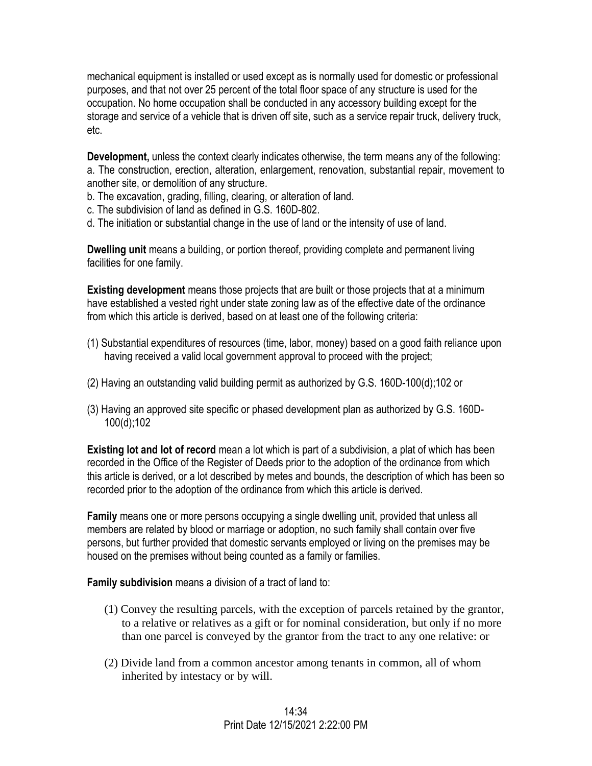mechanical equipment is installed or used except as is normally used for domestic or professional purposes, and that not over 25 percent of the total floor space of any structure is used for the occupation. No home occupation shall be conducted in any accessory building except for the storage and service of a vehicle that is driven off site, such as a service repair truck, delivery truck, etc.

**Development,** unless the context clearly indicates otherwise, the term means any of the following:
a. The construction, erection, alteration, enlargement, renovation, substantial repair, movement to another site, or demolition of any structure.
b. The excavation, grading, filling, clearing, or alteration of land.
c. The subdivision of land as defined in G.S. 160D-802.
d. The initiation or substantial change in the use of land or the intensity of use of land.

**Dwelling unit** means a building, or portion thereof, providing complete and permanent living facilities for one family.

**Existing development** means those projects that are built or those projects that at a minimum have established a vested right under state zoning law as of the effective date of the ordinance from which this article is derived, based on at least one of the following criteria:

(1) Substantial expenditures of resources (time, labor, money) based on a good faith reliance upon having received a valid local government approval to proceed with the project;

(2) Having an outstanding valid building permit as authorized by G.S. 160D-100(d);102 or

(3) Having an approved site specific or phased development plan as authorized by G.S. 160D-100(d);102

**Existing lot and lot of record** mean a lot which is part of a subdivision, a plat of which has been recorded in the Office of the Register of Deeds prior to the adoption of the ordinance from which this article is derived, or a lot described by metes and bounds, the description of which has been so recorded prior to the adoption of the ordinance from which this article is derived.

**Family** means one or more persons occupying a single dwelling unit, provided that unless all members are related by blood or marriage or adoption, no such family shall contain over five persons, but further provided that domestic servants employed or living on the premises may be housed on the premises without being counted as a family or families.

**Family subdivision** means a division of a tract of land to:

(1) Convey the resulting parcels, with the exception of parcels retained by the grantor, to a relative or relatives as a gift or for nominal consideration, but only if no more than one parcel is conveyed by the grantor from the tract to any one relative: or

(2) Divide land from a common ancestor among tenants in common, all of whom inherited by intestacy or by will.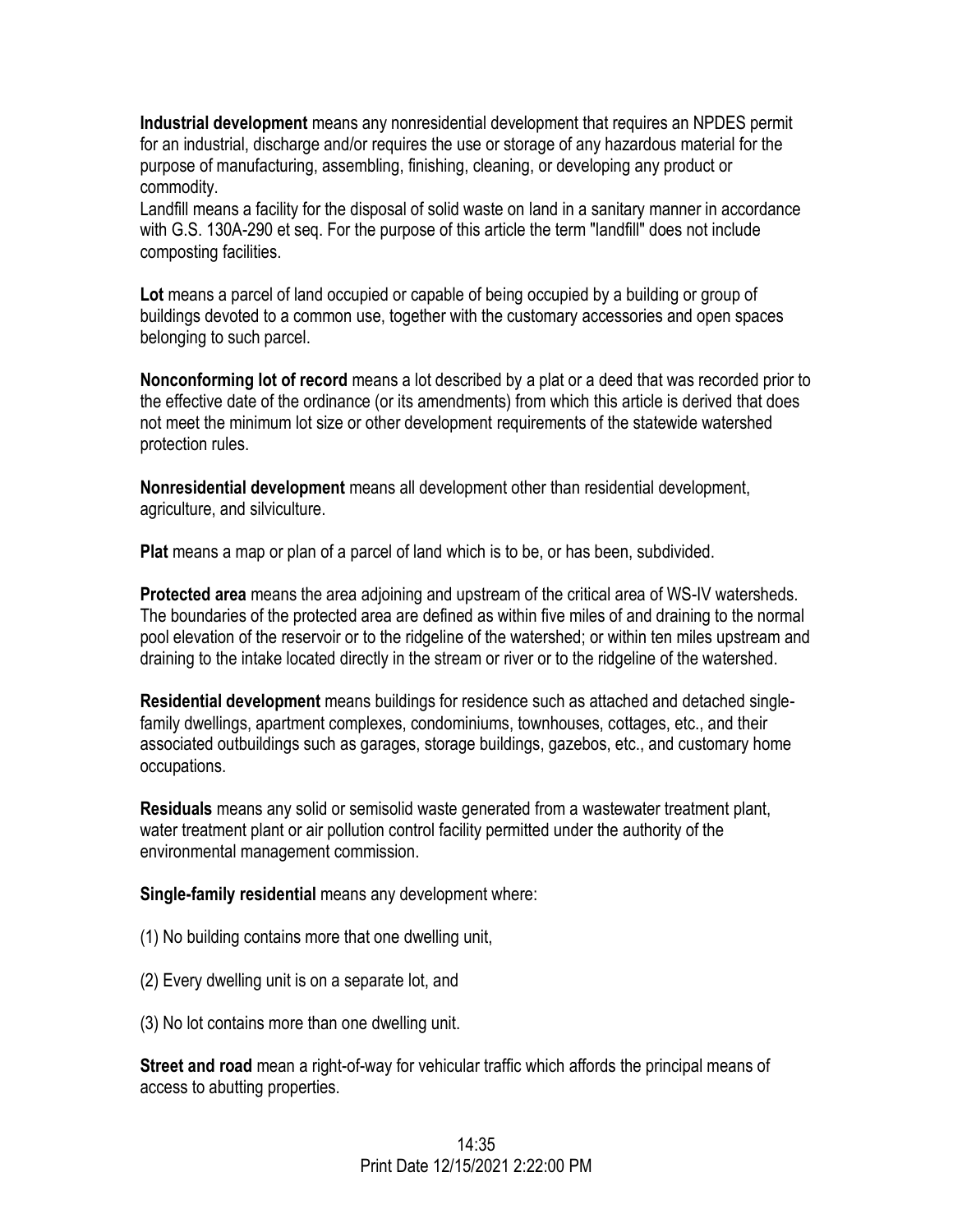**Industrial development** means any nonresidential development that requires an NPDES permit for an industrial, discharge and/or requires the use or storage of any hazardous material for the purpose of manufacturing, assembling, finishing, cleaning, or developing any product or commodity.
Landfill means a facility for the disposal of solid waste on land in a sanitary manner in accordance with G.S. 130A-290 et seq. For the purpose of this article the term "landfill" does not include composting facilities.

**Lot** means a parcel of land occupied or capable of being occupied by a building or group of buildings devoted to a common use, together with the customary accessories and open spaces belonging to such parcel.

**Nonconforming lot of record** means a lot described by a plat or a deed that was recorded prior to the effective date of the ordinance (or its amendments) from which this article is derived that does not meet the minimum lot size or other development requirements of the statewide watershed protection rules.

**Nonresidential development** means all development other than residential development, agriculture, and silviculture.

**Plat** means a map or plan of a parcel of land which is to be, or has been, subdivided.

**Protected area** means the area adjoining and upstream of the critical area of WS-IV watersheds. The boundaries of the protected area are defined as within five miles of and draining to the normal pool elevation of the reservoir or to the ridgeline of the watershed; or within ten miles upstream and draining to the intake located directly in the stream or river or to the ridgeline of the watershed.

**Residential development** means buildings for residence such as attached and detached single-family dwellings, apartment complexes, condominiums, townhouses, cottages, etc., and their associated outbuildings such as garages, storage buildings, gazebos, etc., and customary home occupations.

**Residuals** means any solid or semisolid waste generated from a wastewater treatment plant, water treatment plant or air pollution control facility permitted under the authority of the environmental management commission.

**Single-family residential** means any development where:

(1) No building contains more that one dwelling unit,

(2) Every dwelling unit is on a separate lot, and

(3) No lot contains more than one dwelling unit.

**Street and road** mean a right-of-way for vehicular traffic which affords the principal means of access to abutting properties.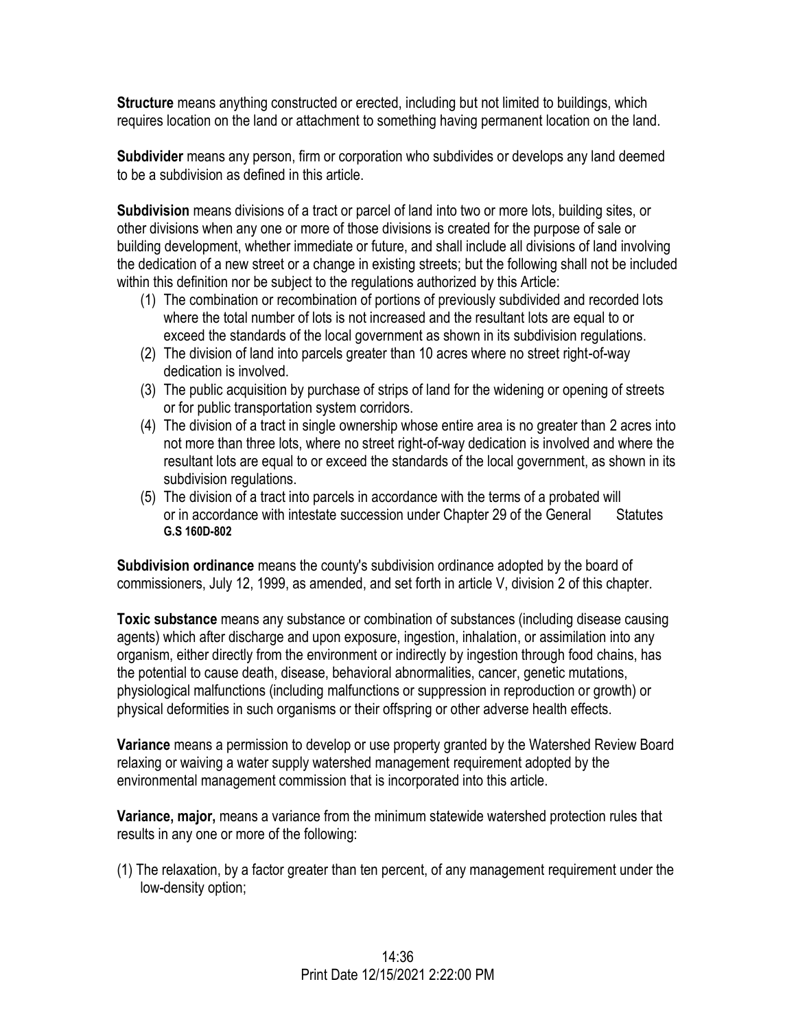**Structure** means anything constructed or erected, including but not limited to buildings, which requires location on the land or attachment to something having permanent location on the land.

**Subdivider** means any person, firm or corporation who subdivides or develops any land deemed to be a subdivision as defined in this article.

**Subdivision** means divisions of a tract or parcel of land into two or more lots, building sites, or other divisions when any one or more of those divisions is created for the purpose of sale or building development, whether immediate or future, and shall include all divisions of land involving the dedication of a new street or a change in existing streets; but the following shall not be included within this definition nor be subject to the regulations authorized by this Article:

1. The combination or recombination of portions of previously subdivided and recorded lots where the total number of lots is not increased and the resultant lots are equal to or exceed the standards of the local government as shown in its subdivision regulations.
2. The division of land into parcels greater than 10 acres where no street right-of-way dedication is involved.
3. The public acquisition by purchase of strips of land for the widening or opening of streets or for public transportation system corridors.
4. The division of a tract in single ownership whose entire area is no greater than 2 acres into not more than three lots, where no street right-of-way dedication is involved and where the resultant lots are equal to or exceed the standards of the local government, as shown in its subdivision regulations.
5. The division of a tract into parcels in accordance with the terms of a probated will or in accordance with intestate succession under Chapter 29 of the General Statutes **G.S 160D-802**

**Subdivision ordinance** means the county's subdivision ordinance adopted by the board of commissioners, July 12, 1999, as amended, and set forth in article V, division 2 of this chapter.

**Toxic substance** means any substance or combination of substances (including disease causing agents) which after discharge and upon exposure, ingestion, inhalation, or assimilation into any organism, either directly from the environment or indirectly by ingestion through food chains, has the potential to cause death, disease, behavioral abnormalities, cancer, genetic mutations, physiological malfunctions (including malfunctions or suppression in reproduction or growth) or physical deformities in such organisms or their offspring or other adverse health effects.

**Variance** means a permission to develop or use property granted by the Watershed Review Board relaxing or waiving a water supply watershed management requirement adopted by the environmental management commission that is incorporated into this article.

**Variance, major,** means a variance from the minimum statewide watershed protection rules that results in any one or more of the following:

(1) The relaxation, by a factor greater than ten percent, of any management requirement under the low-density option;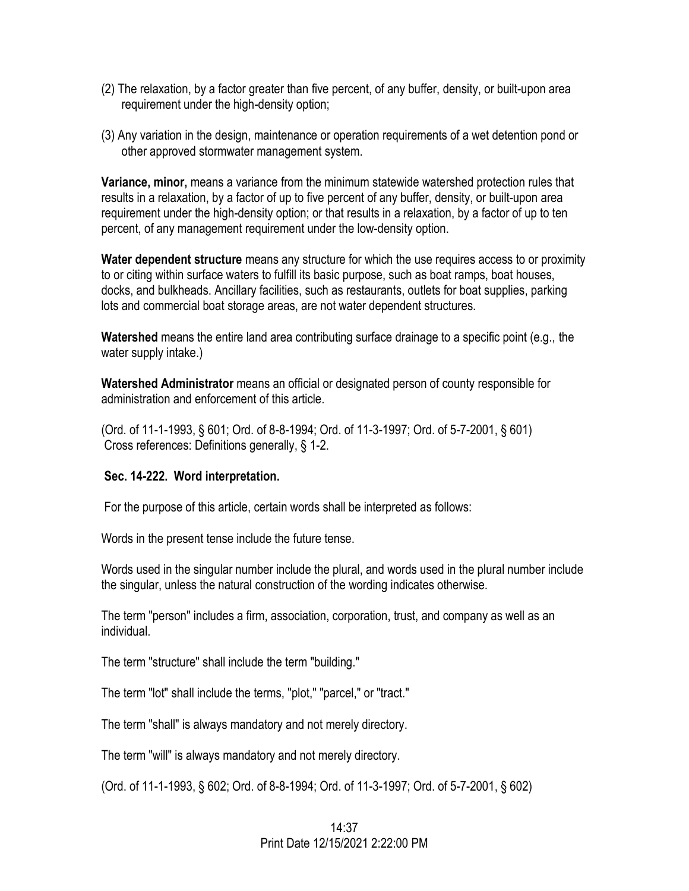(2) The relaxation, by a factor greater than five percent, of any buffer, density, or built-upon area requirement under the high-density option;

(3) Any variation in the design, maintenance or operation requirements of a wet detention pond or other approved stormwater management system.

**Variance, minor,** means a variance from the minimum statewide watershed protection rules that results in a relaxation, by a factor of up to five percent of any buffer, density, or built-upon area requirement under the high-density option; or that results in a relaxation, by a factor of up to ten percent, of any management requirement under the low-density option.

**Water dependent structure** means any structure for which the use requires access to or proximity to or citing within surface waters to fulfill its basic purpose, such as boat ramps, boat houses, docks, and bulkheads. Ancillary facilities, such as restaurants, outlets for boat supplies, parking lots and commercial boat storage areas, are not water dependent structures.

**Watershed** means the entire land area contributing surface drainage to a specific point (e.g., the water supply intake.)

**Watershed Administrator** means an official or designated person of county responsible for administration and enforcement of this article.

(Ord. of 11-1-1993, § 601; Ord. of 8-8-1994; Ord. of 11-3-1997; Ord. of 5-7-2001, § 601)
Cross references: Definitions generally, § 1-2.

### Sec. 14-222. Word interpretation.

For the purpose of this article, certain words shall be interpreted as follows:

Words in the present tense include the future tense.

Words used in the singular number include the plural, and words used in the plural number include the singular, unless the natural construction of the wording indicates otherwise.

The term "person" includes a firm, association, corporation, trust, and company as well as an individual.

The term "structure" shall include the term "building."

The term "lot" shall include the terms, "plot," "parcel," or "tract."

The term "shall" is always mandatory and not merely directory.

The term "will" is always mandatory and not merely directory.

(Ord. of 11-1-1993, § 602; Ord. of 8-8-1994; Ord. of 11-3-1997; Ord. of 5-7-2001, § 602)